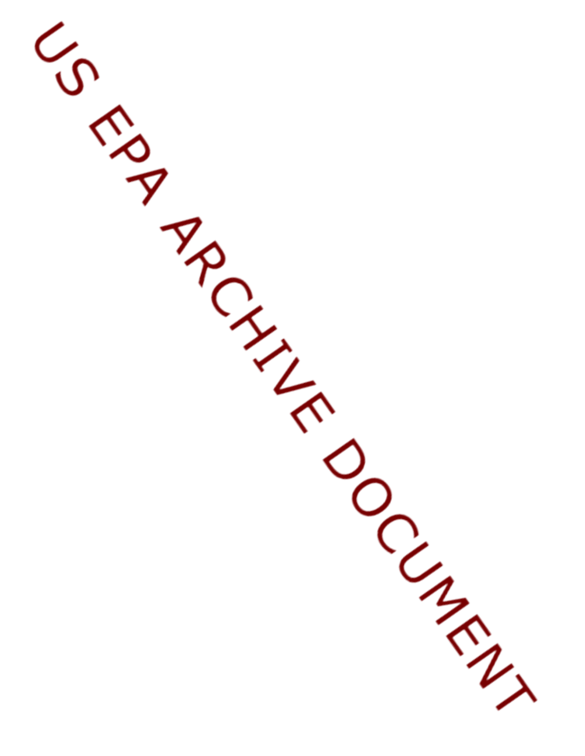US EPA ARCHIVE DOCUMENT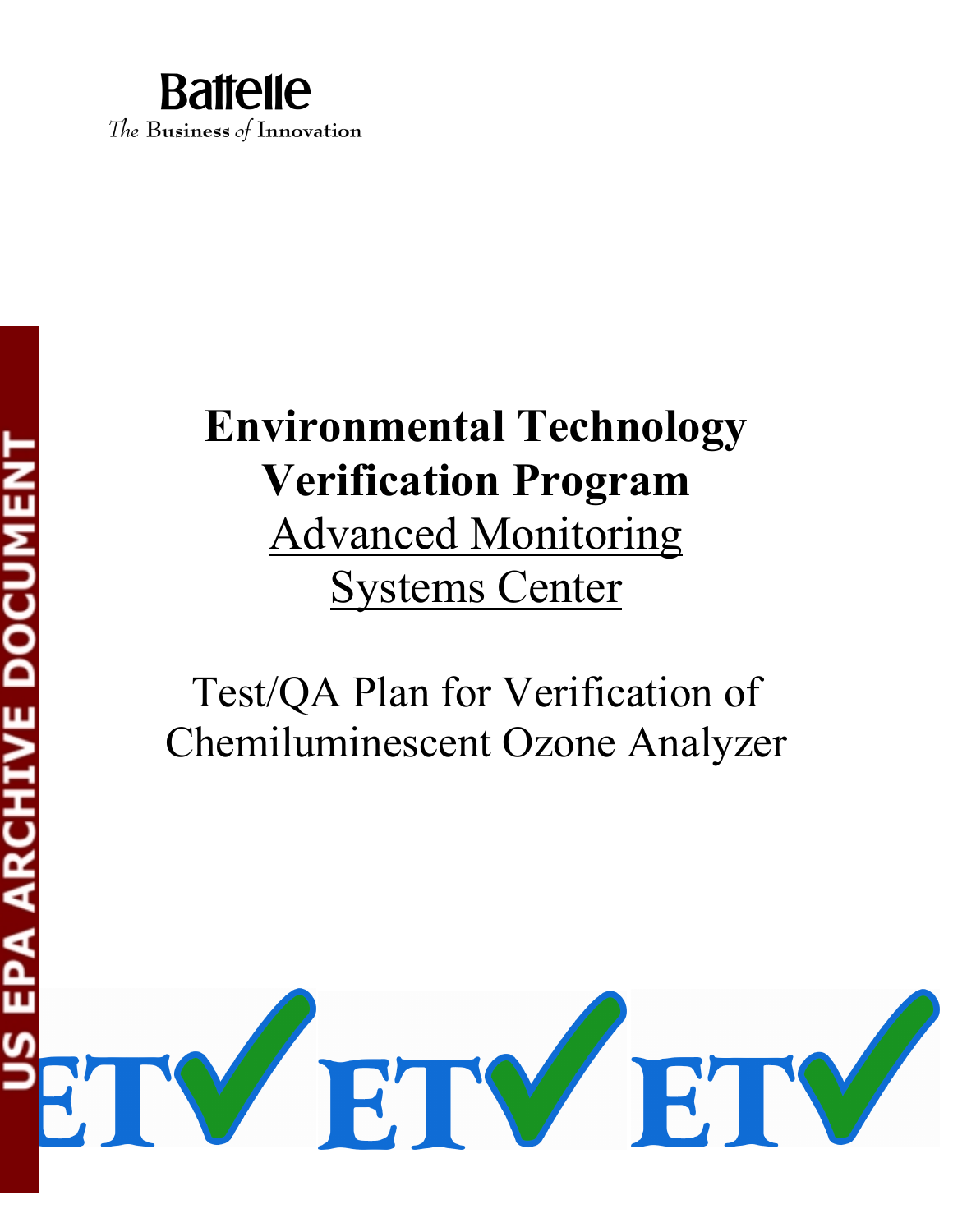Battelle

The Business of Innovation

# Environmental Technology Verification Program

## Advanced Monitoring Systems Center

Test/QA Plan for Verification of Chemiluminescent Ozone Analyzer

US EPA ARCHIVE DOCUMENT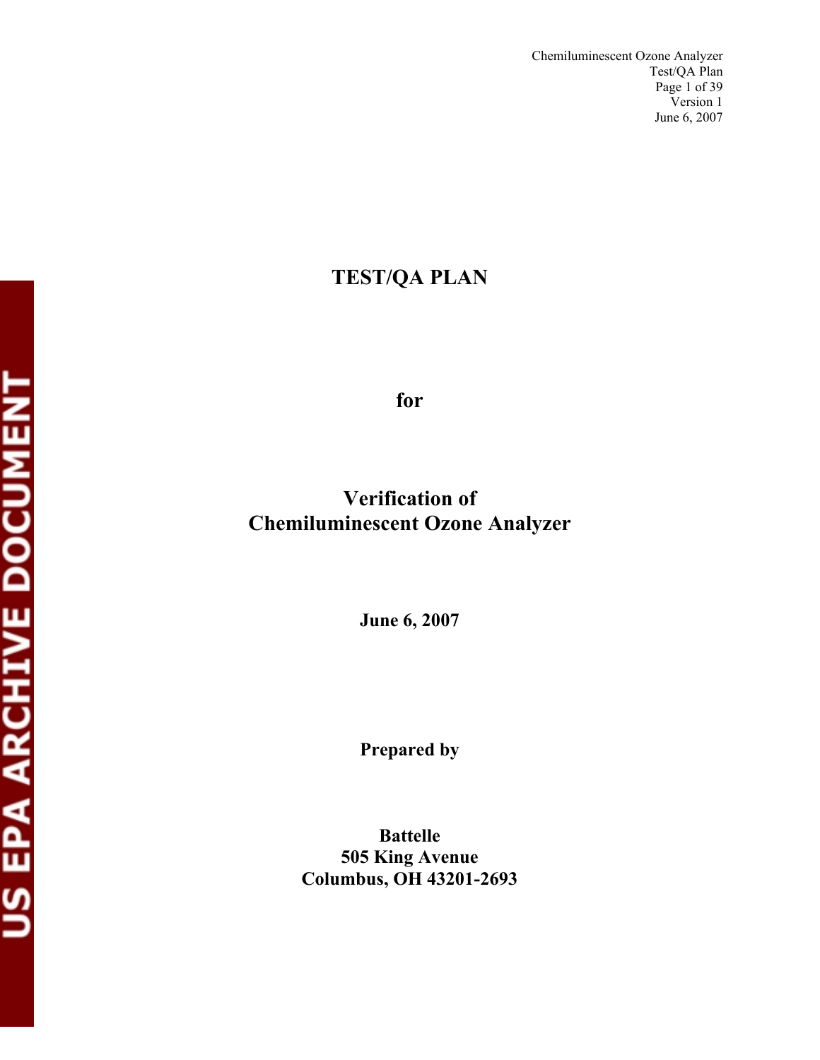# TEST/QA PLAN

for

## Verification of Chemiluminescent Ozone Analyzer

**June 6, 2007**

**Prepared by**

**Battelle**
**505 King Avenue**
**Columbus, OH 43201-2693**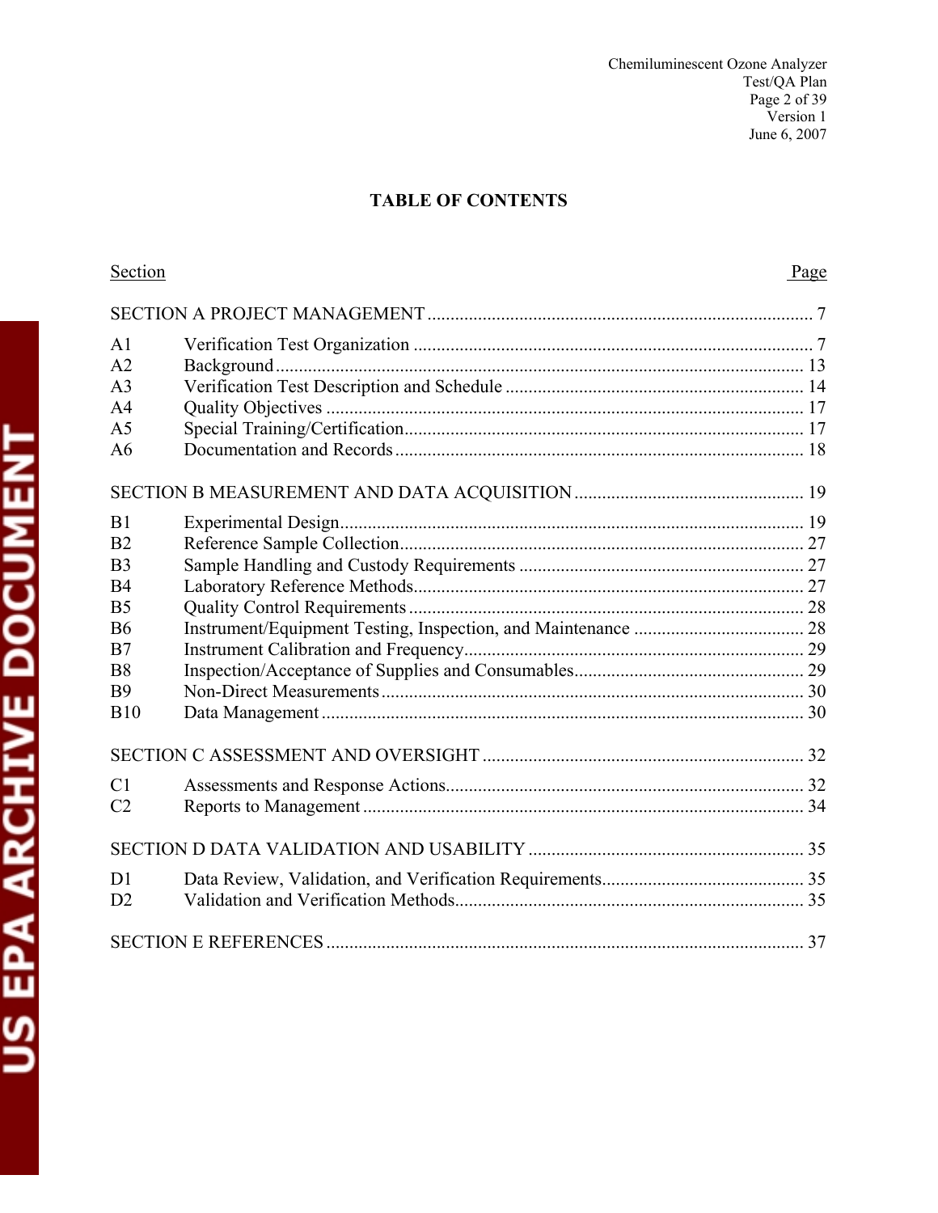## TABLE OF CONTENTS

| Section | | Page |
|---|---|---|
| SECTION A PROJECT MANAGEMENT | | 7 |
| A1 | Verification Test Organization | 7 |
| A2 | Background | 13 |
| A3 | Verification Test Description and Schedule | 14 |
| A4 | Quality Objectives | 17 |
| A5 | Special Training/Certification | 17 |
| A6 | Documentation and Records | 18 |
| SECTION B MEASUREMENT AND DATA ACQUISITION | | 19 |
| B1 | Experimental Design | 19 |
| B2 | Reference Sample Collection | 27 |
| B3 | Sample Handling and Custody Requirements | 27 |
| B4 | Laboratory Reference Methods | 27 |
| B5 | Quality Control Requirements | 28 |
| B6 | Instrument/Equipment Testing, Inspection, and Maintenance | 28 |
| B7 | Instrument Calibration and Frequency | 29 |
| B8 | Inspection/Acceptance of Supplies and Consumables | 29 |
| B9 | Non-Direct Measurements | 30 |
| B10 | Data Management | 30 |
| SECTION C ASSESSMENT AND OVERSIGHT | | 32 |
| C1 | Assessments and Response Actions | 32 |
| C2 | Reports to Management | 34 |
| SECTION D DATA VALIDATION AND USABILITY | | 35 |
| D1 | Data Review, Validation, and Verification Requirements | 35 |
| D2 | Validation and Verification Methods | 35 |
| SECTION E REFERENCES | | 37 |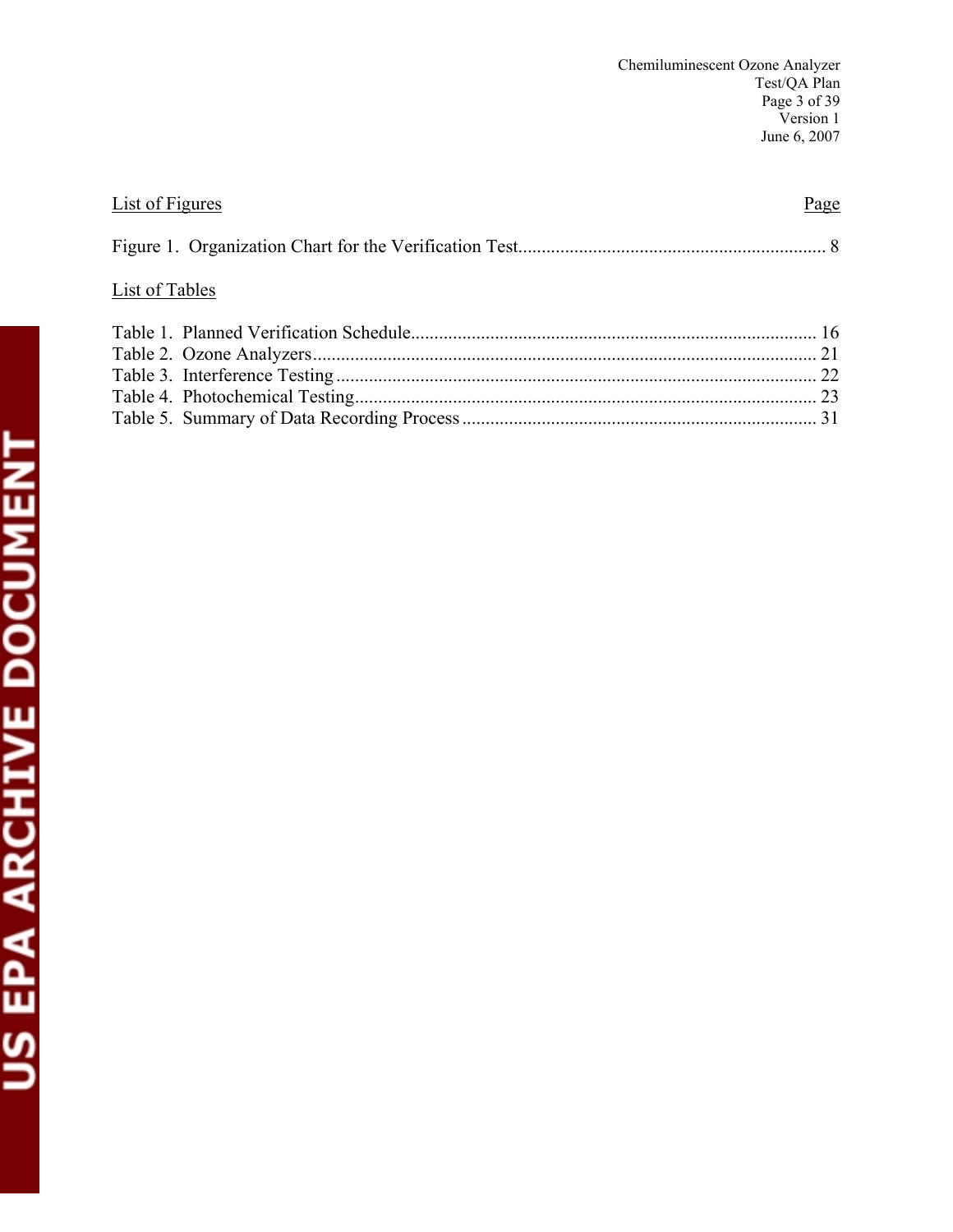List of Figures | Page

Figure 1. Organization Chart for the Verification Test ................................................................. 8

List of Tables

Table 1. Planned Verification Schedule ..................................................................................... 16
Table 2. Ozone Analyzers .......................................................................................................... 21
Table 3. Interference Testing ..................................................................................................... 22
Table 4. Photochemical Testing ................................................................................................. 23
Table 5. Summary of Data Recording Process ........................................................................... 31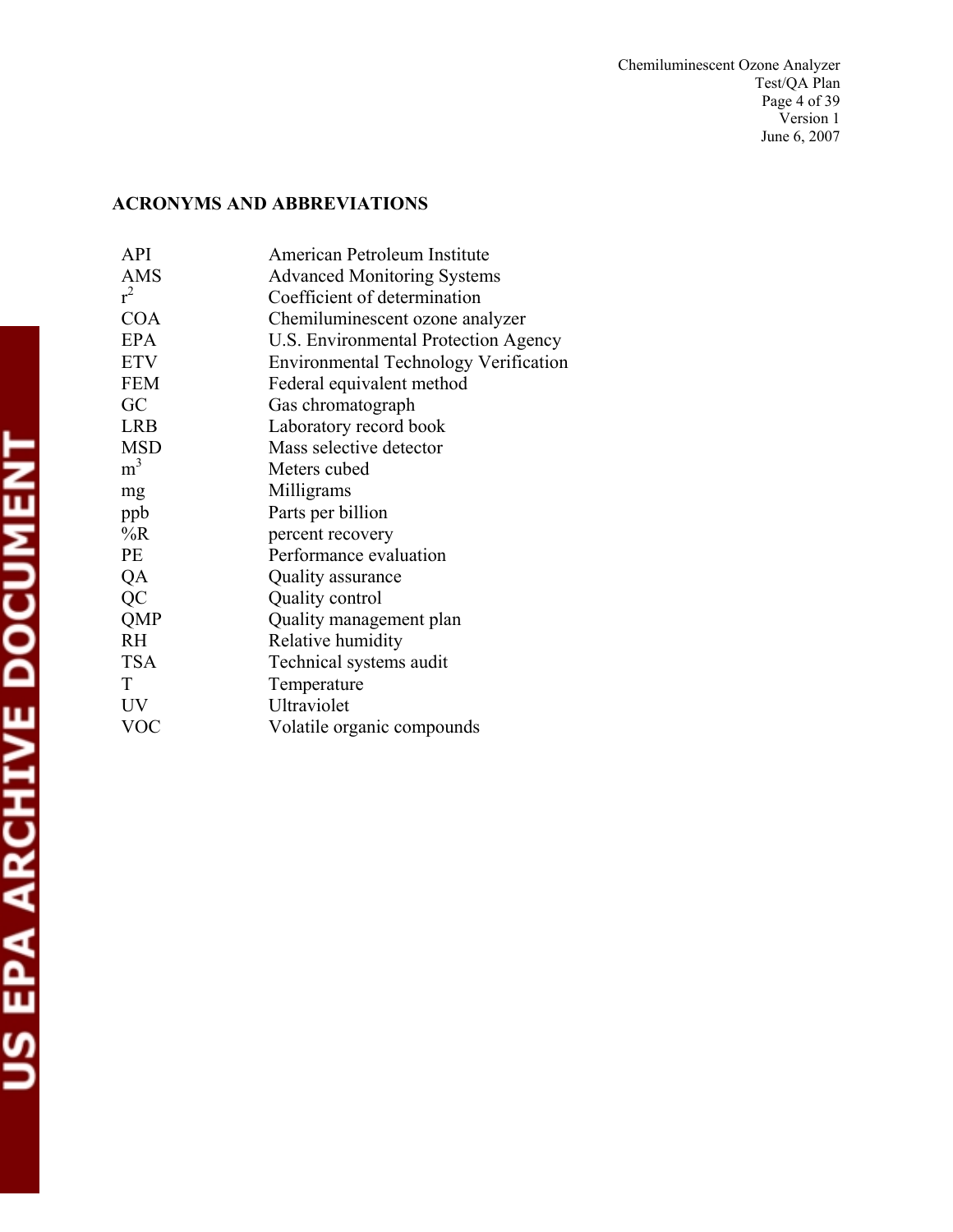## ACRONYMS AND ABBREVIATIONS

| | |
|---|---|
| API | American Petroleum Institute |
| AMS | Advanced Monitoring Systems |
| $r^2$ | Coefficient of determination |
| COA | Chemiluminescent ozone analyzer |
| EPA | U.S. Environmental Protection Agency |
| ETV | Environmental Technology Verification |
| FEM | Federal equivalent method |
| GC | Gas chromatograph |
| LRB | Laboratory record book |
| MSD | Mass selective detector |
| $m^3$ | Meters cubed |
| mg | Milligrams |
| ppb | Parts per billion |
| %R | percent recovery |
| PE | Performance evaluation |
| QA | Quality assurance |
| QC | Quality control |
| QMP | Quality management plan |
| RH | Relative humidity |
| TSA | Technical systems audit |
| T | Temperature |
| UV | Ultraviolet |
| VOC | Volatile organic compounds |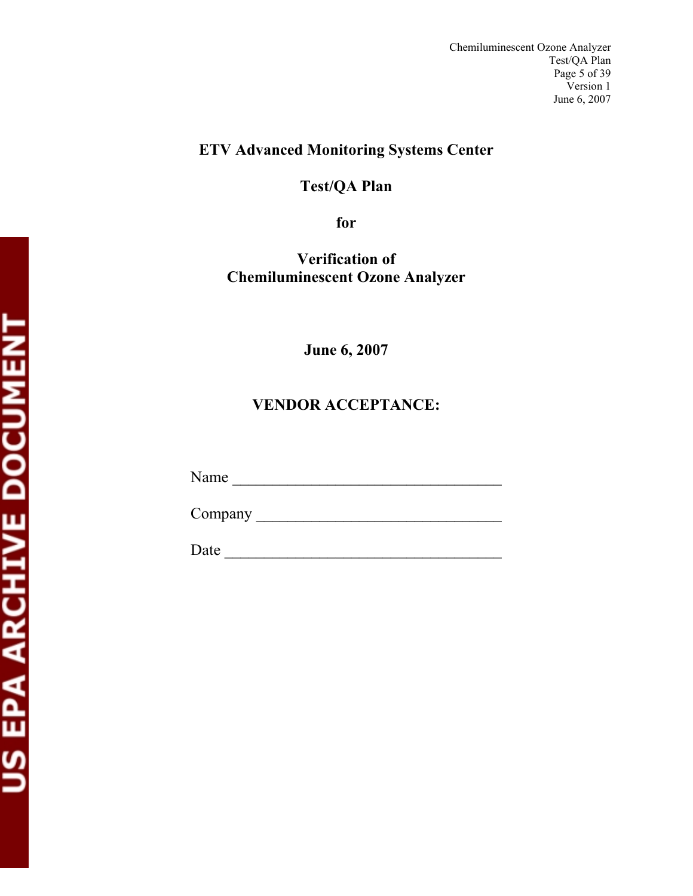# ETV Advanced Monitoring Systems Center

# Test/QA Plan

# for

# Verification of Chemiluminescent Ozone Analyzer

**June 6, 2007**

**VENDOR ACCEPTANCE:**

Name ________________________________

Company _____________________________

Date _________________________________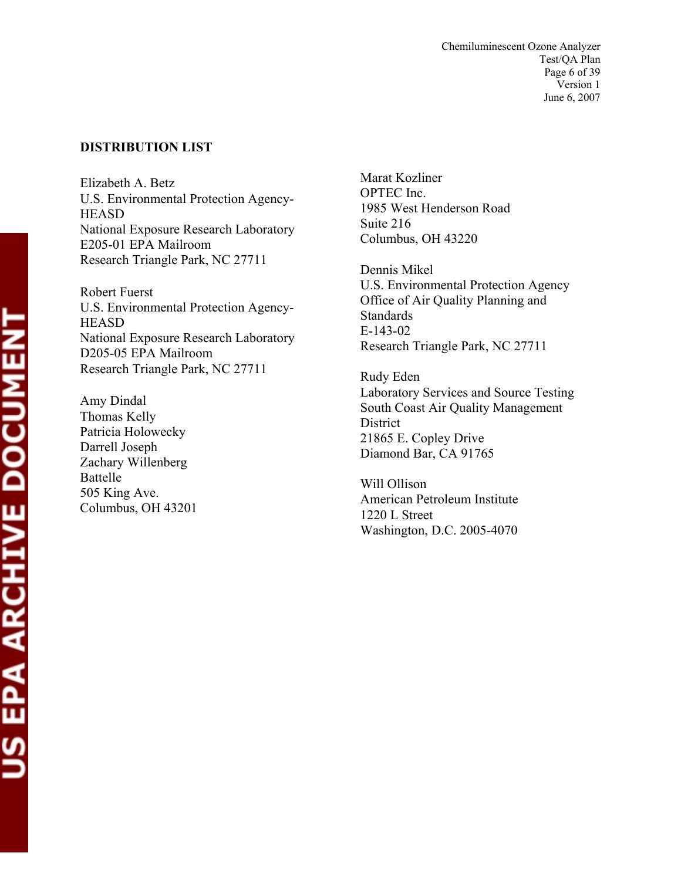**DISTRIBUTION LIST**

Elizabeth A. Betz
U.S. Environmental Protection Agency-HEASD
National Exposure Research Laboratory
E205-01 EPA Mailroom
Research Triangle Park, NC 27711

Robert Fuerst
U.S. Environmental Protection Agency-HEASD
National Exposure Research Laboratory
D205-05 EPA Mailroom
Research Triangle Park, NC 27711

Amy Dindal
Thomas Kelly
Patricia Holowecky
Darrell Joseph
Zachary Willenberg
Battelle
505 King Ave.
Columbus, OH 43201

Marat Kozliner
OPTEC Inc.
1985 West Henderson Road
Suite 216
Columbus, OH 43220

Dennis Mikel
U.S. Environmental Protection Agency
Office of Air Quality Planning and Standards
E-143-02
Research Triangle Park, NC 27711

Rudy Eden
Laboratory Services and Source Testing
South Coast Air Quality Management District
21865 E. Copley Drive
Diamond Bar, CA 91765

Will Ollison
American Petroleum Institute
1220 L Street
Washington, D.C. 2005-4070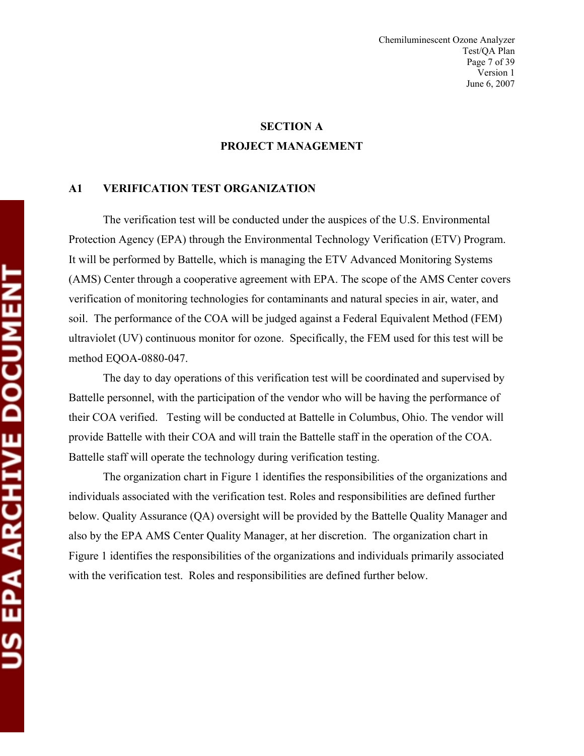# SECTION A
# PROJECT MANAGEMENT

## A1 VERIFICATION TEST ORGANIZATION

The verification test will be conducted under the auspices of the U.S. Environmental Protection Agency (EPA) through the Environmental Technology Verification (ETV) Program. It will be performed by Battelle, which is managing the ETV Advanced Monitoring Systems (AMS) Center through a cooperative agreement with EPA. The scope of the AMS Center covers verification of monitoring technologies for contaminants and natural species in air, water, and soil. The performance of the COA will be judged against a Federal Equivalent Method (FEM) ultraviolet (UV) continuous monitor for ozone. Specifically, the FEM used for this test will be method EQOA-0880-047.

The day to day operations of this verification test will be coordinated and supervised by Battelle personnel, with the participation of the vendor who will be having the performance of their COA verified. Testing will be conducted at Battelle in Columbus, Ohio. The vendor will provide Battelle with their COA and will train the Battelle staff in the operation of the COA. Battelle staff will operate the technology during verification testing.

The organization chart in Figure 1 identifies the responsibilities of the organizations and individuals associated with the verification test. Roles and responsibilities are defined further below. Quality Assurance (QA) oversight will be provided by the Battelle Quality Manager and also by the EPA AMS Center Quality Manager, at her discretion. The organization chart in Figure 1 identifies the responsibilities of the organizations and individuals primarily associated with the verification test. Roles and responsibilities are defined further below.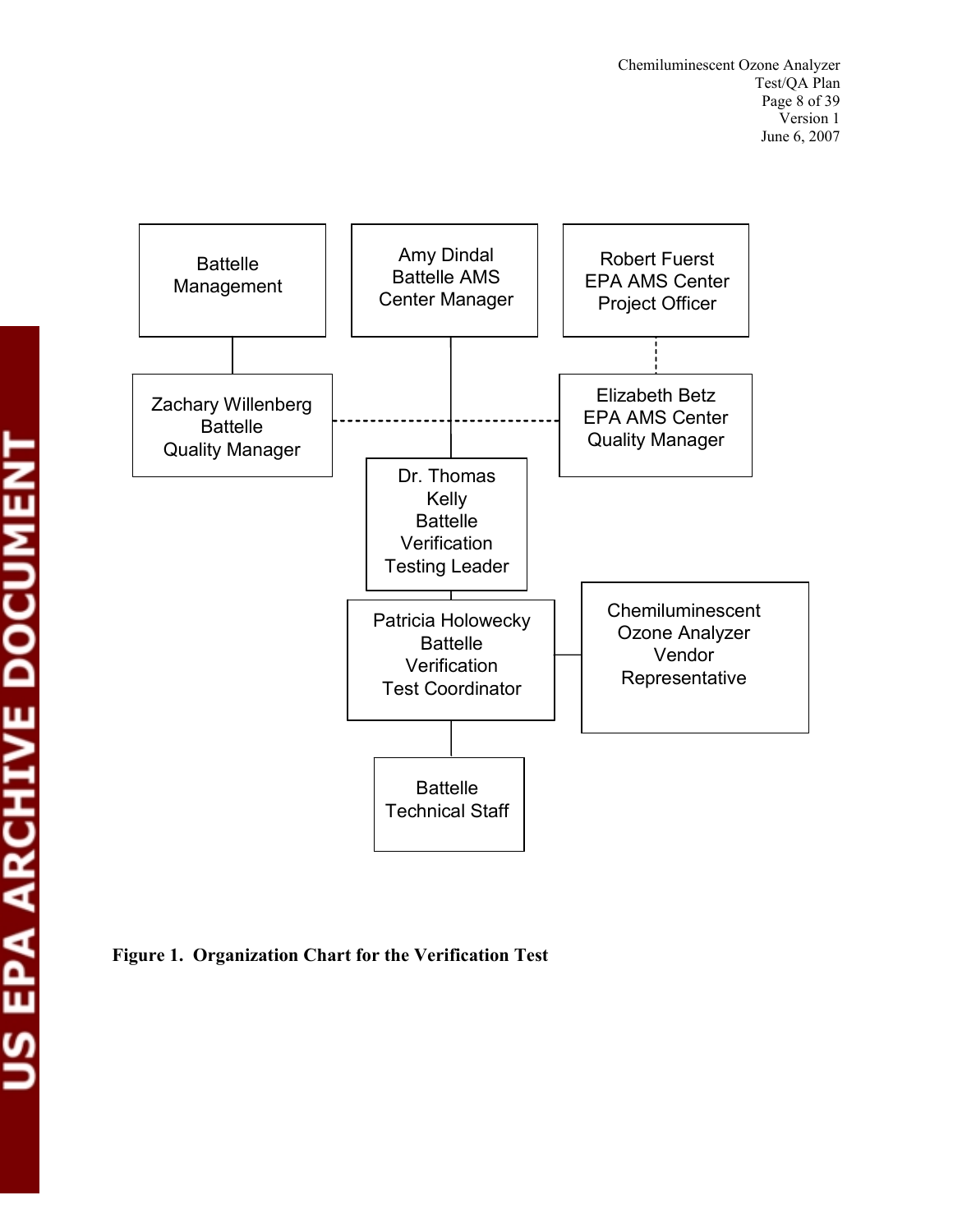Battelle Management

Amy Dindal
Battelle AMS
Center Manager

Robert Fuerst
EPA AMS Center
Project Officer

Zachary Willenberg
Battelle
Quality Manager

Elizabeth Betz
EPA AMS Center
Quality Manager

Dr. Thomas Kelly
Battelle
Verification
Testing Leader

Patricia Holowecky
Battelle
Verification
Test Coordinator

Chemiluminescent
Ozone Analyzer
Vendor
Representative

Battelle
Technical Staff

**Figure 1. Organization Chart for the Verification Test**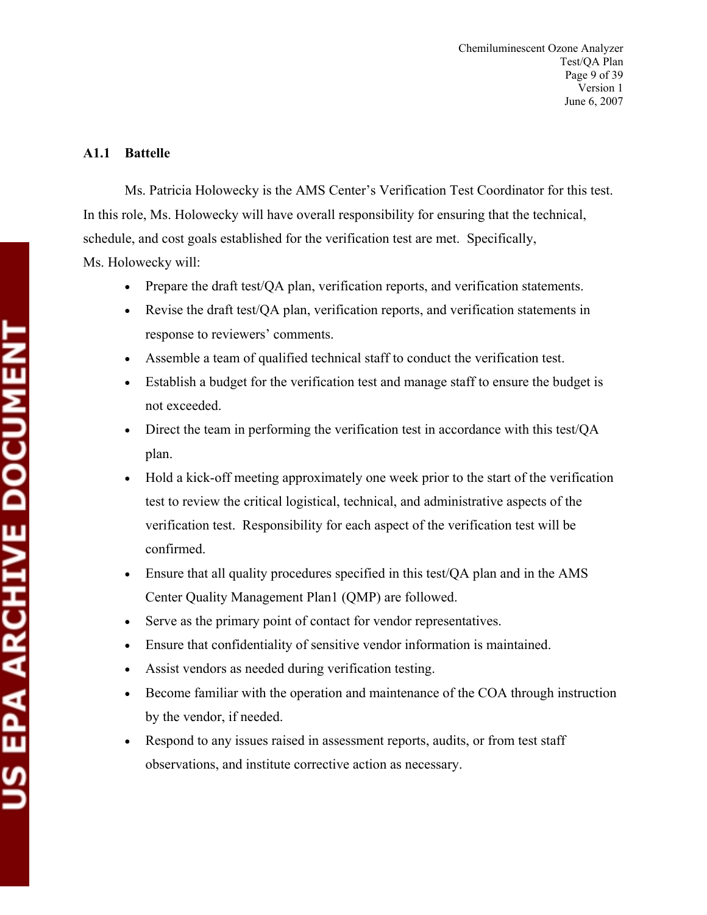### A1.1 Battelle

Ms. Patricia Holowecky is the AMS Center's Verification Test Coordinator for this test. In this role, Ms. Holowecky will have overall responsibility for ensuring that the technical, schedule, and cost goals established for the verification test are met. Specifically, Ms. Holowecky will:

- Prepare the draft test/QA plan, verification reports, and verification statements.
- Revise the draft test/QA plan, verification reports, and verification statements in response to reviewers' comments.
- Assemble a team of qualified technical staff to conduct the verification test.
- Establish a budget for the verification test and manage staff to ensure the budget is not exceeded.
- Direct the team in performing the verification test in accordance with this test/QA plan.
- Hold a kick-off meeting approximately one week prior to the start of the verification test to review the critical logistical, technical, and administrative aspects of the verification test. Responsibility for each aspect of the verification test will be confirmed.
- Ensure that all quality procedures specified in this test/QA plan and in the AMS Center Quality Management Plan1 (QMP) are followed.
- Serve as the primary point of contact for vendor representatives.
- Ensure that confidentiality of sensitive vendor information is maintained.
- Assist vendors as needed during verification testing.
- Become familiar with the operation and maintenance of the COA through instruction by the vendor, if needed.
- Respond to any issues raised in assessment reports, audits, or from test staff observations, and institute corrective action as necessary.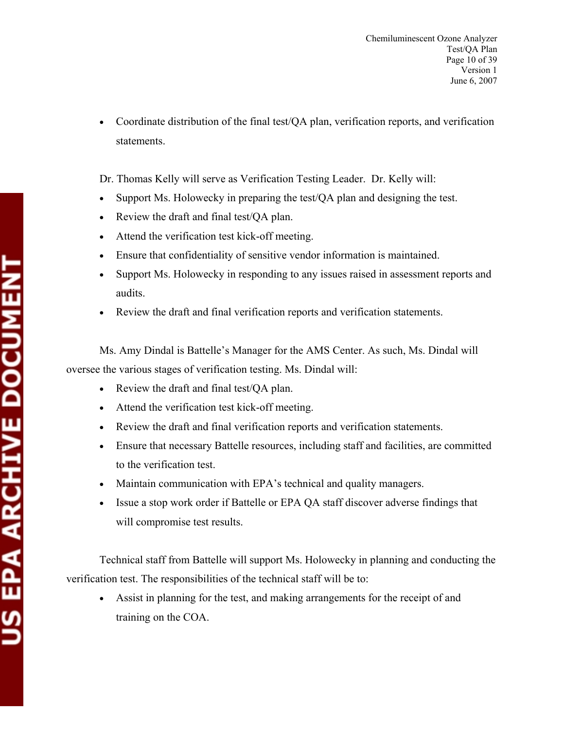- Coordinate distribution of the final test/QA plan, verification reports, and verification statements.

Dr. Thomas Kelly will serve as Verification Testing Leader. Dr. Kelly will:

- Support Ms. Holowecky in preparing the test/QA plan and designing the test.
- Review the draft and final test/QA plan.
- Attend the verification test kick-off meeting.
- Ensure that confidentiality of sensitive vendor information is maintained.
- Support Ms. Holowecky in responding to any issues raised in assessment reports and audits.
- Review the draft and final verification reports and verification statements.

Ms. Amy Dindal is Battelle's Manager for the AMS Center. As such, Ms. Dindal will oversee the various stages of verification testing. Ms. Dindal will:

- Review the draft and final test/QA plan.
- Attend the verification test kick-off meeting.
- Review the draft and final verification reports and verification statements.
- Ensure that necessary Battelle resources, including staff and facilities, are committed to the verification test.
- Maintain communication with EPA's technical and quality managers.
- Issue a stop work order if Battelle or EPA QA staff discover adverse findings that will compromise test results.

Technical staff from Battelle will support Ms. Holowecky in planning and conducting the verification test. The responsibilities of the technical staff will be to:

- Assist in planning for the test, and making arrangements for the receipt of and training on the COA.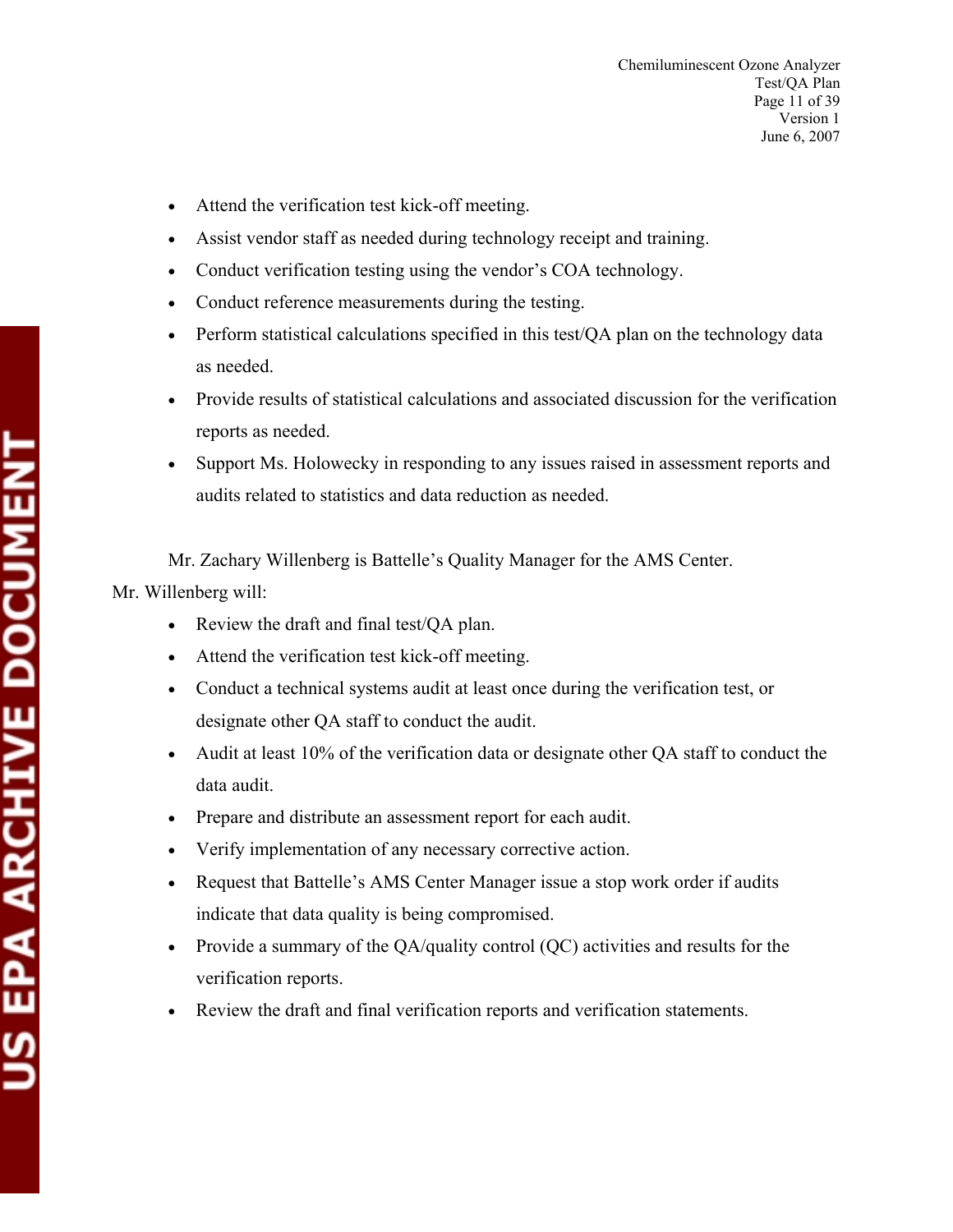- Attend the verification test kick-off meeting.
- Assist vendor staff as needed during technology receipt and training.
- Conduct verification testing using the vendor's COA technology.
- Conduct reference measurements during the testing.
- Perform statistical calculations specified in this test/QA plan on the technology data as needed.
- Provide results of statistical calculations and associated discussion for the verification reports as needed.
- Support Ms. Holowecky in responding to any issues raised in assessment reports and audits related to statistics and data reduction as needed.

Mr. Zachary Willenberg is Battelle's Quality Manager for the AMS Center. Mr. Willenberg will:

- Review the draft and final test/QA plan.
- Attend the verification test kick-off meeting.
- Conduct a technical systems audit at least once during the verification test, or designate other QA staff to conduct the audit.
- Audit at least 10% of the verification data or designate other QA staff to conduct the data audit.
- Prepare and distribute an assessment report for each audit.
- Verify implementation of any necessary corrective action.
- Request that Battelle's AMS Center Manager issue a stop work order if audits indicate that data quality is being compromised.
- Provide a summary of the QA/quality control (QC) activities and results for the verification reports.
- Review the draft and final verification reports and verification statements.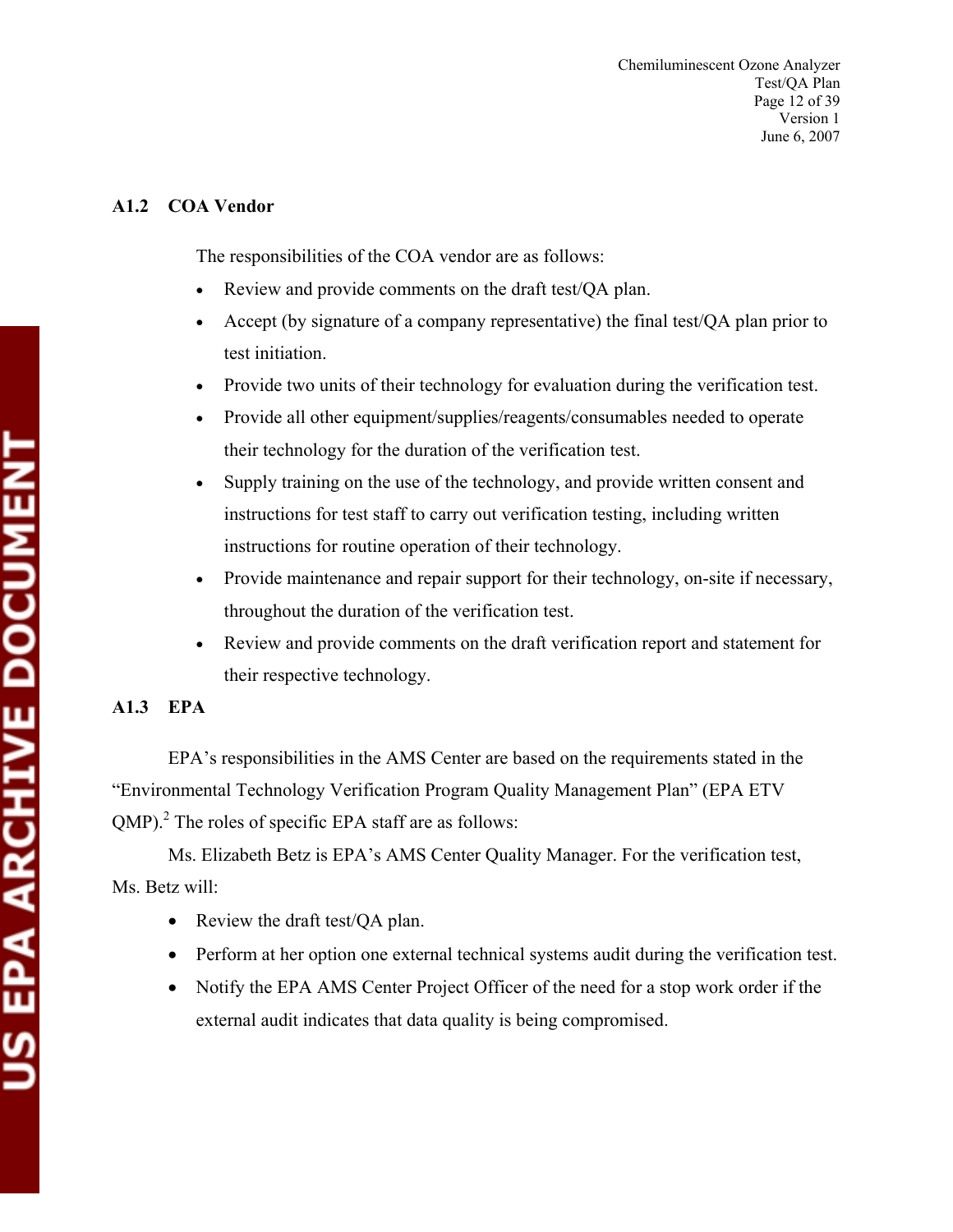### A1.2 COA Vendor

The responsibilities of the COA vendor are as follows:

- Review and provide comments on the draft test/QA plan.
- Accept (by signature of a company representative) the final test/QA plan prior to test initiation.
- Provide two units of their technology for evaluation during the verification test.
- Provide all other equipment/supplies/reagents/consumables needed to operate their technology for the duration of the verification test.
- Supply training on the use of the technology, and provide written consent and instructions for test staff to carry out verification testing, including written instructions for routine operation of their technology.
- Provide maintenance and repair support for their technology, on-site if necessary, throughout the duration of the verification test.
- Review and provide comments on the draft verification report and statement for their respective technology.

### A1.3 EPA

EPA's responsibilities in the AMS Center are based on the requirements stated in the "Environmental Technology Verification Program Quality Management Plan" (EPA ETV QMP).[2] The roles of specific EPA staff are as follows:

Ms. Elizabeth Betz is EPA's AMS Center Quality Manager. For the verification test, Ms. Betz will:

- Review the draft test/QA plan.
- Perform at her option one external technical systems audit during the verification test.
- Notify the EPA AMS Center Project Officer of the need for a stop work order if the external audit indicates that data quality is being compromised.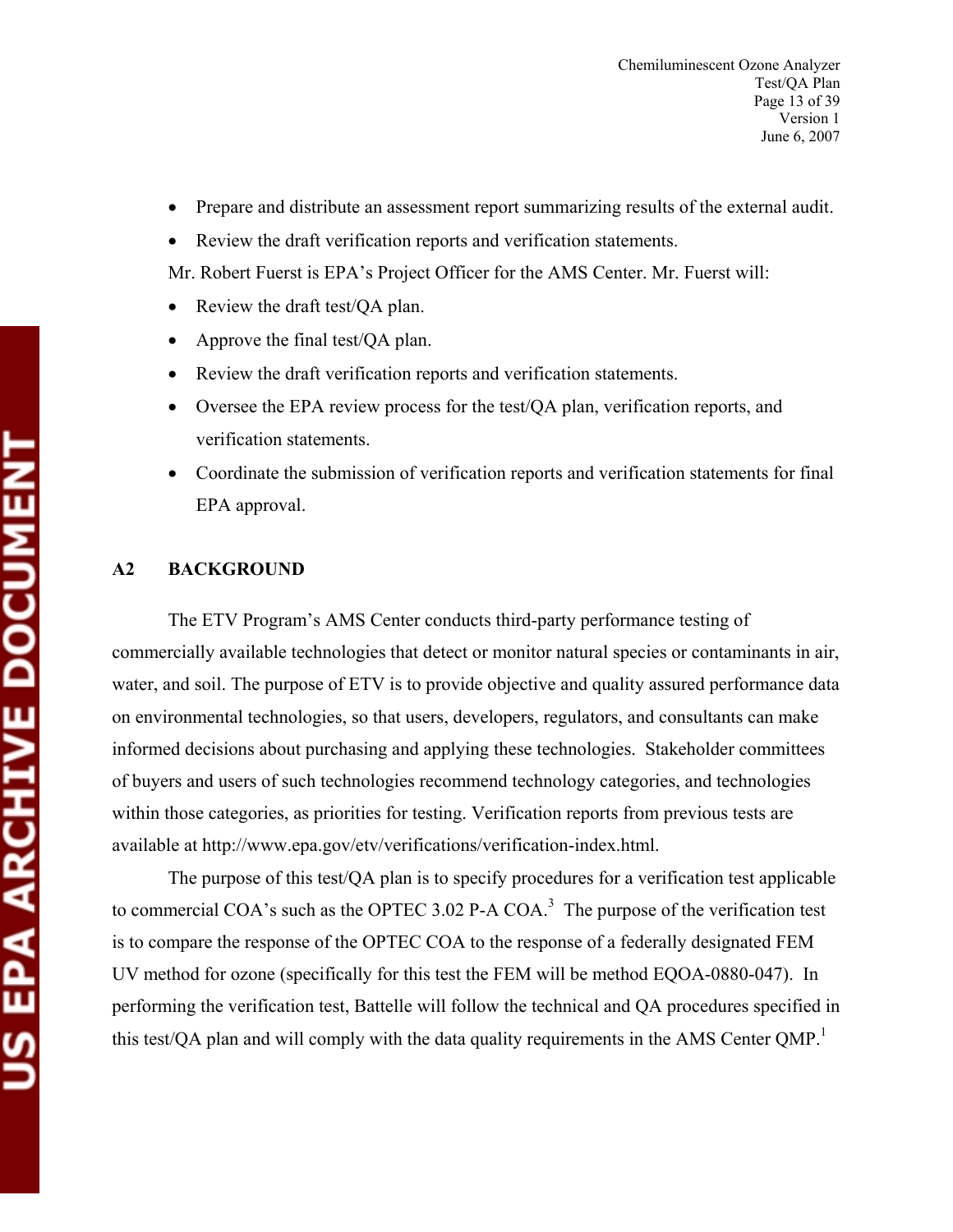- Prepare and distribute an assessment report summarizing results of the external audit.
- Review the draft verification reports and verification statements.

Mr. Robert Fuerst is EPA's Project Officer for the AMS Center. Mr. Fuerst will:

- Review the draft test/QA plan.
- Approve the final test/QA plan.
- Review the draft verification reports and verification statements.
- Oversee the EPA review process for the test/QA plan, verification reports, and verification statements.
- Coordinate the submission of verification reports and verification statements for final EPA approval.

## A2 BACKGROUND

The ETV Program's AMS Center conducts third-party performance testing of commercially available technologies that detect or monitor natural species or contaminants in air, water, and soil. The purpose of ETV is to provide objective and quality assured performance data on environmental technologies, so that users, developers, regulators, and consultants can make informed decisions about purchasing and applying these technologies. Stakeholder committees of buyers and users of such technologies recommend technology categories, and technologies within those categories, as priorities for testing. Verification reports from previous tests are available at http://www.epa.gov/etv/verifications/verification-index.html.

The purpose of this test/QA plan is to specify procedures for a verification test applicable to commercial COA's such as the OPTEC 3.02 P-A COA.[3] The purpose of the verification test is to compare the response of the OPTEC COA to the response of a federally designated FEM UV method for ozone (specifically for this test the FEM will be method EQOA-0880-047). In performing the verification test, Battelle will follow the technical and QA procedures specified in this test/QA plan and will comply with the data quality requirements in the AMS Center QMP.[1]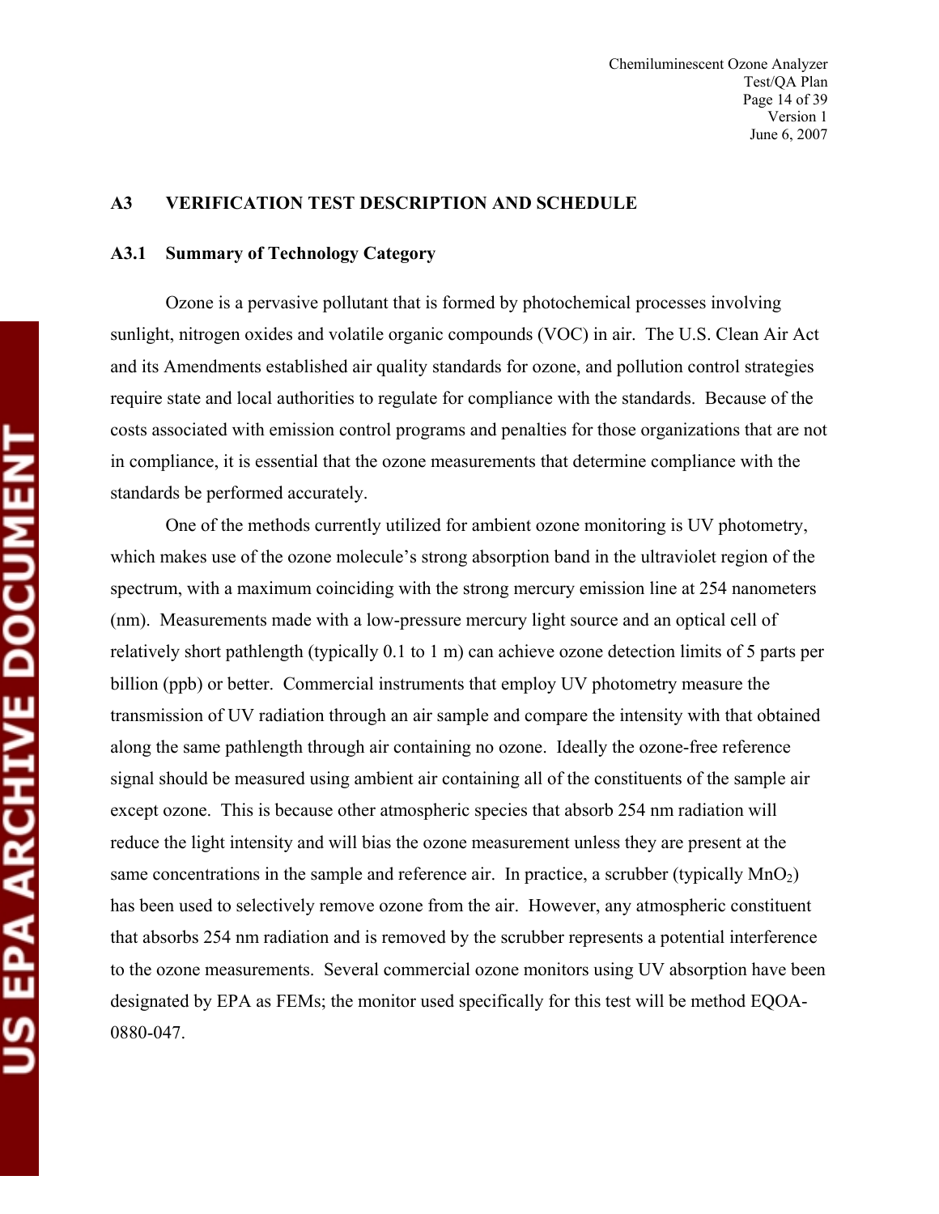## A3 VERIFICATION TEST DESCRIPTION AND SCHEDULE

### A3.1 Summary of Technology Category

Ozone is a pervasive pollutant that is formed by photochemical processes involving sunlight, nitrogen oxides and volatile organic compounds (VOC) in air. The U.S. Clean Air Act and its Amendments established air quality standards for ozone, and pollution control strategies require state and local authorities to regulate for compliance with the standards. Because of the costs associated with emission control programs and penalties for those organizations that are not in compliance, it is essential that the ozone measurements that determine compliance with the standards be performed accurately.

One of the methods currently utilized for ambient ozone monitoring is UV photometry, which makes use of the ozone molecule's strong absorption band in the ultraviolet region of the spectrum, with a maximum coinciding with the strong mercury emission line at 254 nanometers (nm). Measurements made with a low-pressure mercury light source and an optical cell of relatively short pathlength (typically 0.1 to 1 m) can achieve ozone detection limits of 5 parts per billion (ppb) or better. Commercial instruments that employ UV photometry measure the transmission of UV radiation through an air sample and compare the intensity with that obtained along the same pathlength through air containing no ozone. Ideally the ozone-free reference signal should be measured using ambient air containing all of the constituents of the sample air except ozone. This is because other atmospheric species that absorb 254 nm radiation will reduce the light intensity and will bias the ozone measurement unless they are present at the same concentrations in the sample and reference air. In practice, a scrubber (typically $MnO_2$) has been used to selectively remove ozone from the air. However, any atmospheric constituent that absorbs 254 nm radiation and is removed by the scrubber represents a potential interference to the ozone measurements. Several commercial ozone monitors using UV absorption have been designated by EPA as FEMs; the monitor used specifically for this test will be method EQOA-0880-047.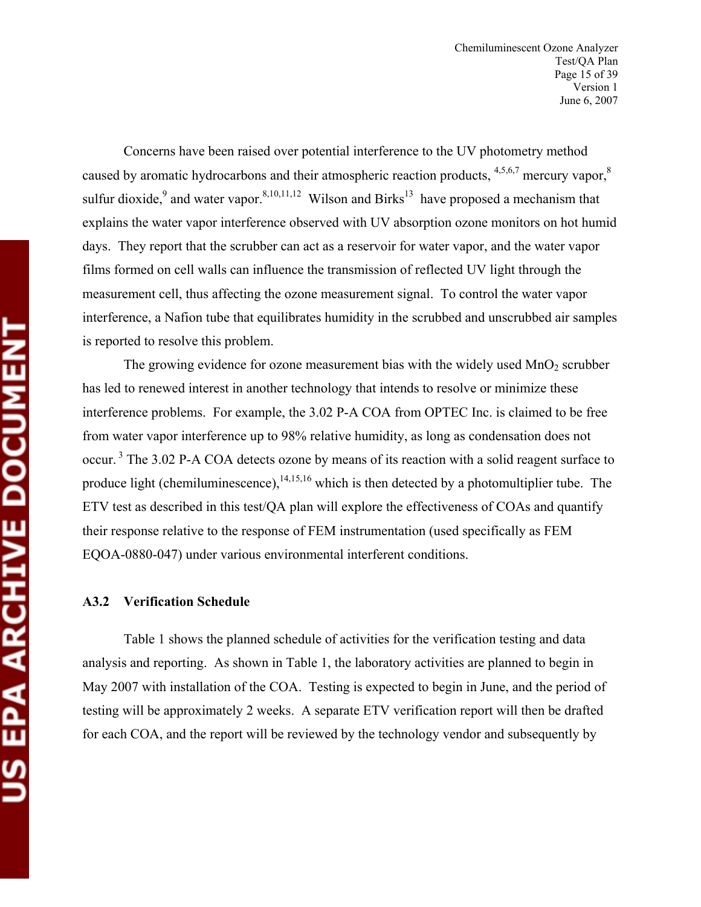Concerns have been raised over potential interference to the UV photometry method caused by aromatic hydrocarbons and their atmospheric reaction products, [4,5,6,7] mercury vapor,[8] sulfur dioxide,[9] and water vapor.[8,10,11,12] Wilson and Birks[13] have proposed a mechanism that explains the water vapor interference observed with UV absorption ozone monitors on hot humid days. They report that the scrubber can act as a reservoir for water vapor, and the water vapor films formed on cell walls can influence the transmission of reflected UV light through the measurement cell, thus affecting the ozone measurement signal. To control the water vapor interference, a Nafion tube that equilibrates humidity in the scrubbed and unscrubbed air samples is reported to resolve this problem.

The growing evidence for ozone measurement bias with the widely used $MnO_2$ scrubber has led to renewed interest in another technology that intends to resolve or minimize these interference problems. For example, the 3.02 P-A COA from OPTEC Inc. is claimed to be free from water vapor interference up to 98% relative humidity, as long as condensation does not occur. [3] The 3.02 P-A COA detects ozone by means of its reaction with a solid reagent surface to produce light (chemiluminescence),[14,15,16] which is then detected by a photomultiplier tube. The ETV test as described in this test/QA plan will explore the effectiveness of COAs and quantify their response relative to the response of FEM instrumentation (used specifically as FEM EQOA-0880-047) under various environmental interferent conditions.

### A3.2 Verification Schedule

Table 1 shows the planned schedule of activities for the verification testing and data analysis and reporting. As shown in Table 1, the laboratory activities are planned to begin in May 2007 with installation of the COA. Testing is expected to begin in June, and the period of testing will be approximately 2 weeks. A separate ETV verification report will then be drafted for each COA, and the report will be reviewed by the technology vendor and subsequently by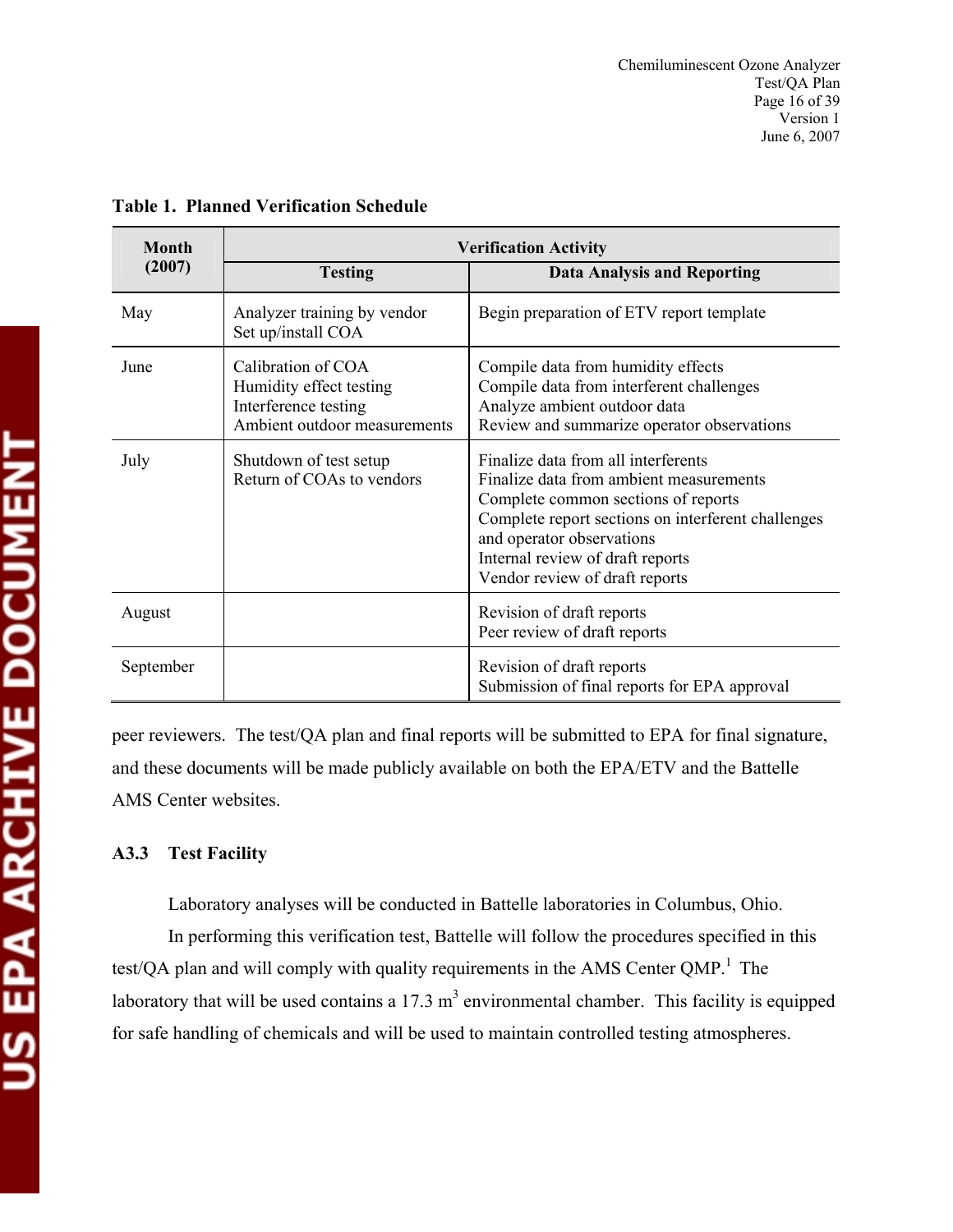**Table 1. Planned Verification Schedule**

| Month (2007) | Verification Activity | |
|---|---|---|
| | Testing | Data Analysis and Reporting |
| May | Analyzer training by vendor<br>Set up/install COA | Begin preparation of ETV report template |
| June | Calibration of COA<br>Humidity effect testing<br>Interference testing<br>Ambient outdoor measurements | Compile data from humidity effects<br>Compile data from interferent challenges<br>Analyze ambient outdoor data<br>Review and summarize operator observations |
| July | Shutdown of test setup<br>Return of COAs to vendors | Finalize data from all interferents<br>Finalize data from ambient measurements<br>Complete common sections of reports<br>Complete report sections on interferent challenges and operator observations<br>Internal review of draft reports<br>Vendor review of draft reports |
| August | | Revision of draft reports<br>Peer review of draft reports |
| September | | Revision of draft reports<br>Submission of final reports for EPA approval |

peer reviewers. The test/QA plan and final reports will be submitted to EPA for final signature, and these documents will be made publicly available on both the EPA/ETV and the Battelle AMS Center websites.

### A3.3 Test Facility

Laboratory analyses will be conducted in Battelle laboratories in Columbus, Ohio.

In performing this verification test, Battelle will follow the procedures specified in this test/QA plan and will comply with quality requirements in the AMS Center QMP.[1] The laboratory that will be used contains a 17.3 $m^3$ environmental chamber. This facility is equipped for safe handling of chemicals and will be used to maintain controlled testing atmospheres.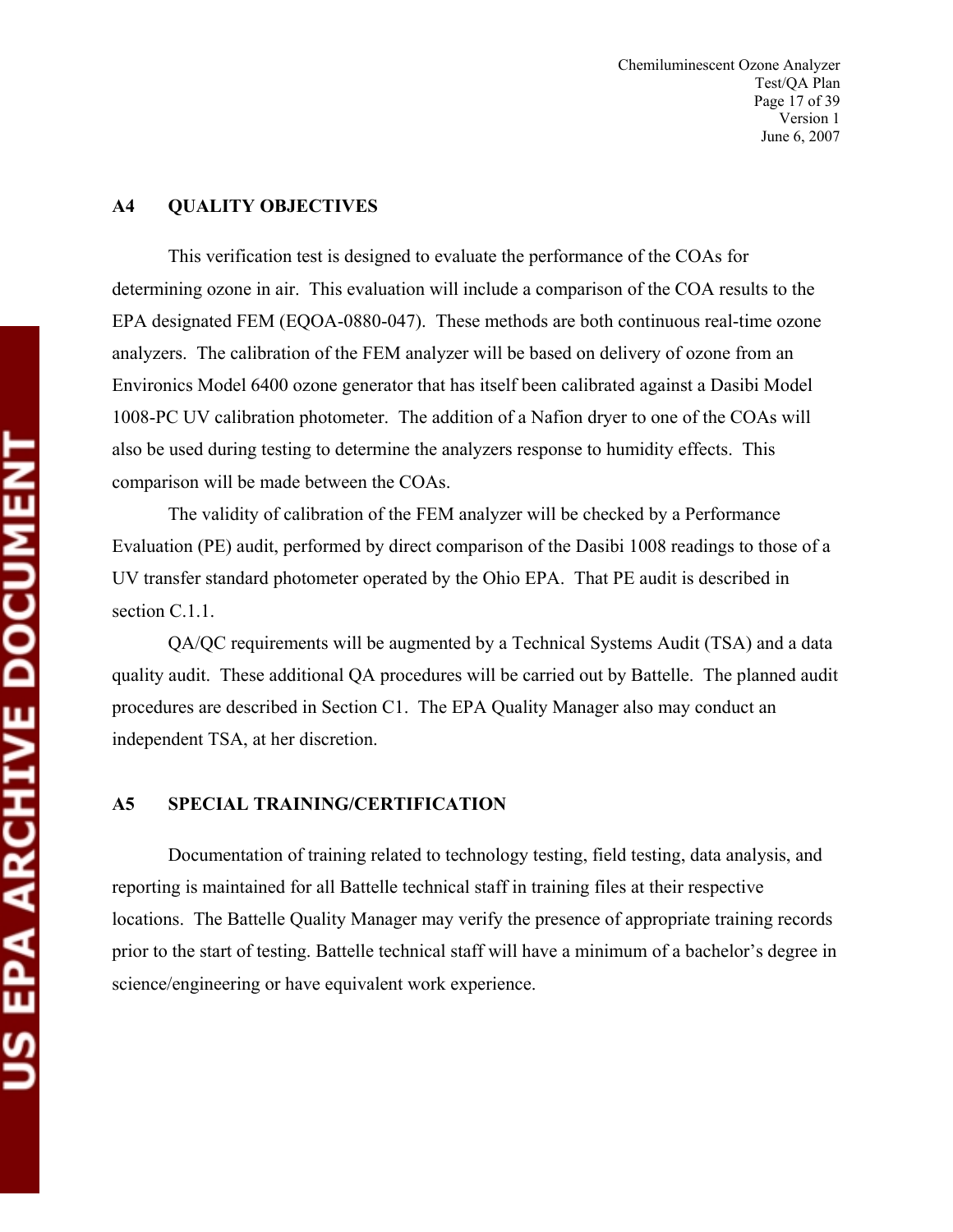## A4 QUALITY OBJECTIVES

This verification test is designed to evaluate the performance of the COAs for determining ozone in air. This evaluation will include a comparison of the COA results to the EPA designated FEM (EQOA-0880-047). These methods are both continuous real-time ozone analyzers. The calibration of the FEM analyzer will be based on delivery of ozone from an Environics Model 6400 ozone generator that has itself been calibrated against a Dasibi Model 1008-PC UV calibration photometer. The addition of a Nafion dryer to one of the COAs will also be used during testing to determine the analyzers response to humidity effects. This comparison will be made between the COAs.

The validity of calibration of the FEM analyzer will be checked by a Performance Evaluation (PE) audit, performed by direct comparison of the Dasibi 1008 readings to those of a UV transfer standard photometer operated by the Ohio EPA. That PE audit is described in section C.1.1.

QA/QC requirements will be augmented by a Technical Systems Audit (TSA) and a data quality audit. These additional QA procedures will be carried out by Battelle. The planned audit procedures are described in Section C1. The EPA Quality Manager also may conduct an independent TSA, at her discretion.

## A5 SPECIAL TRAINING/CERTIFICATION

Documentation of training related to technology testing, field testing, data analysis, and reporting is maintained for all Battelle technical staff in training files at their respective locations. The Battelle Quality Manager may verify the presence of appropriate training records prior to the start of testing. Battelle technical staff will have a minimum of a bachelor's degree in science/engineering or have equivalent work experience.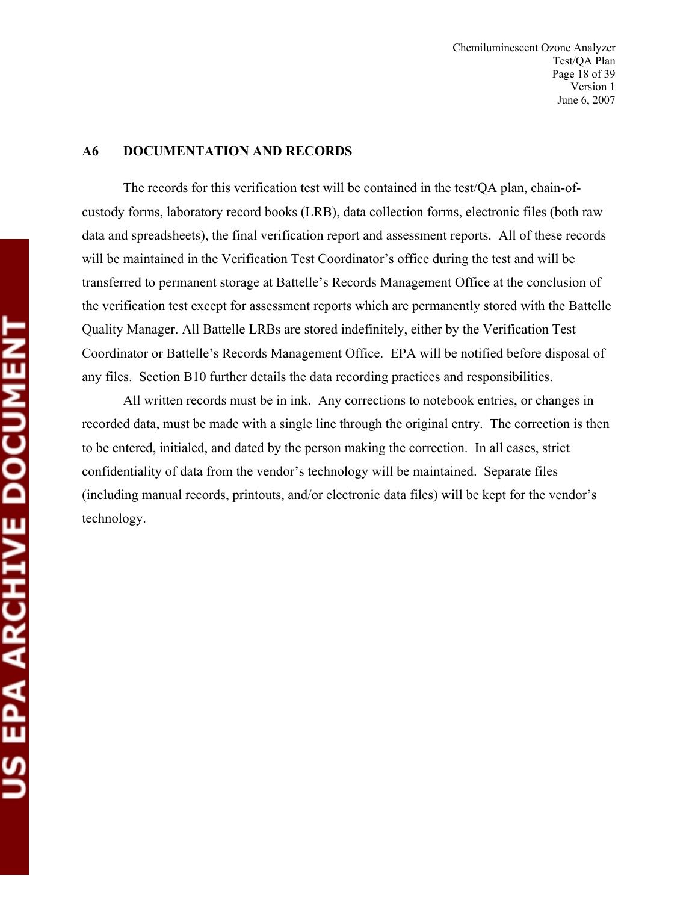## A6 DOCUMENTATION AND RECORDS

The records for this verification test will be contained in the test/QA plan, chain-of-custody forms, laboratory record books (LRB), data collection forms, electronic files (both raw data and spreadsheets), the final verification report and assessment reports. All of these records will be maintained in the Verification Test Coordinator's office during the test and will be transferred to permanent storage at Battelle's Records Management Office at the conclusion of the verification test except for assessment reports which are permanently stored with the Battelle Quality Manager. All Battelle LRBs are stored indefinitely, either by the Verification Test Coordinator or Battelle's Records Management Office. EPA will be notified before disposal of any files. Section B10 further details the data recording practices and responsibilities.

All written records must be in ink. Any corrections to notebook entries, or changes in recorded data, must be made with a single line through the original entry. The correction is then to be entered, initialed, and dated by the person making the correction. In all cases, strict confidentiality of data from the vendor's technology will be maintained. Separate files (including manual records, printouts, and/or electronic data files) will be kept for the vendor's technology.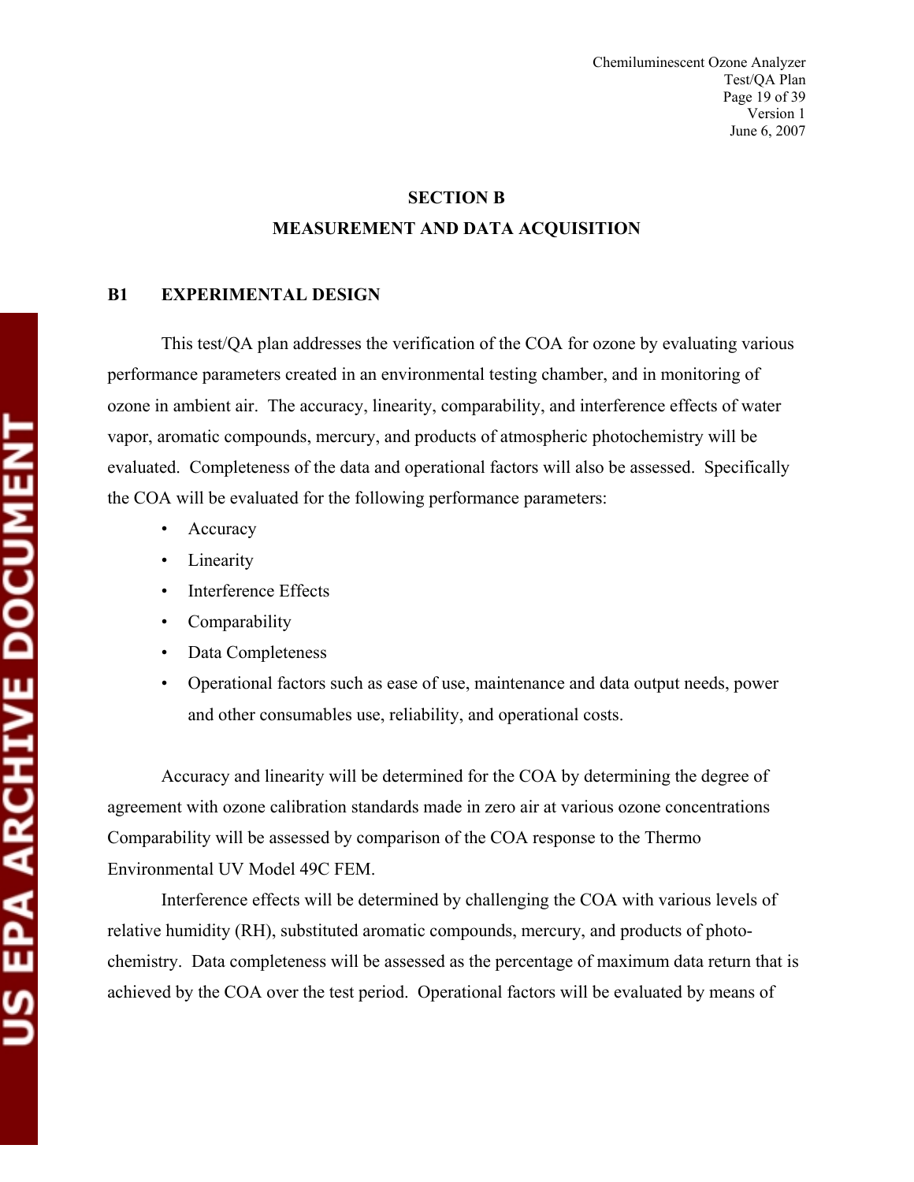# SECTION B

# MEASUREMENT AND DATA ACQUISITION

## B1 EXPERIMENTAL DESIGN

This test/QA plan addresses the verification of the COA for ozone by evaluating various performance parameters created in an environmental testing chamber, and in monitoring of ozone in ambient air. The accuracy, linearity, comparability, and interference effects of water vapor, aromatic compounds, mercury, and products of atmospheric photochemistry will be evaluated. Completeness of the data and operational factors will also be assessed. Specifically the COA will be evaluated for the following performance parameters:

- Accuracy
- Linearity
- Interference Effects
- Comparability
- Data Completeness
- Operational factors such as ease of use, maintenance and data output needs, power and other consumables use, reliability, and operational costs.

Accuracy and linearity will be determined for the COA by determining the degree of agreement with ozone calibration standards made in zero air at various ozone concentrations Comparability will be assessed by comparison of the COA response to the Thermo Environmental UV Model 49C FEM.

Interference effects will be determined by challenging the COA with various levels of relative humidity (RH), substituted aromatic compounds, mercury, and products of photochemistry. Data completeness will be assessed as the percentage of maximum data return that is achieved by the COA over the test period. Operational factors will be evaluated by means of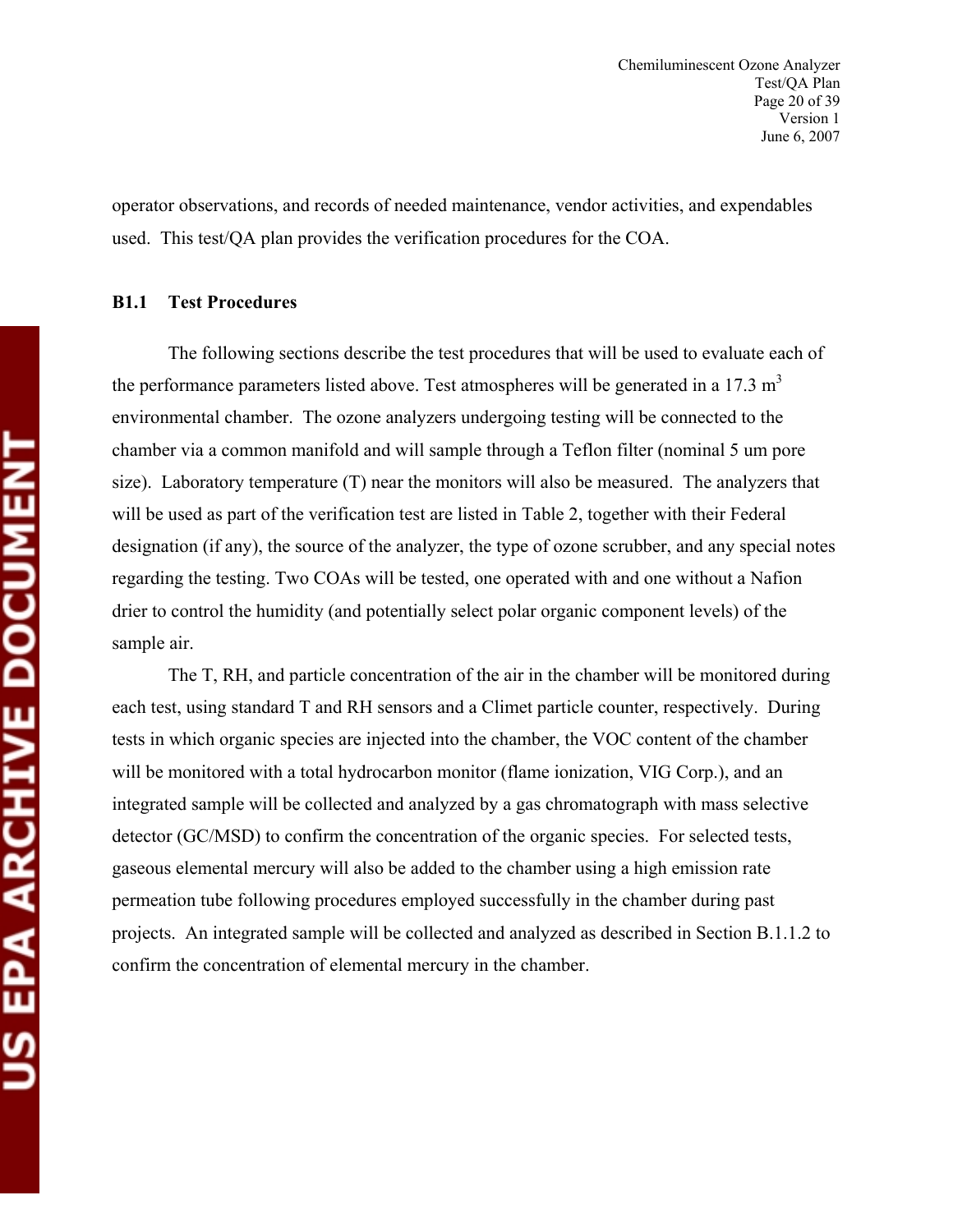operator observations, and records of needed maintenance, vendor activities, and expendables used. This test/QA plan provides the verification procedures for the COA.

### B1.1 Test Procedures

The following sections describe the test procedures that will be used to evaluate each of the performance parameters listed above. Test atmospheres will be generated in a 17.3 $m^3$ environmental chamber. The ozone analyzers undergoing testing will be connected to the chamber via a common manifold and will sample through a Teflon filter (nominal 5 um pore size). Laboratory temperature (T) near the monitors will also be measured. The analyzers that will be used as part of the verification test are listed in Table 2, together with their Federal designation (if any), the source of the analyzer, the type of ozone scrubber, and any special notes regarding the testing. Two COAs will be tested, one operated with and one without a Nafion drier to control the humidity (and potentially select polar organic component levels) of the sample air.

The T, RH, and particle concentration of the air in the chamber will be monitored during each test, using standard T and RH sensors and a Climet particle counter, respectively. During tests in which organic species are injected into the chamber, the VOC content of the chamber will be monitored with a total hydrocarbon monitor (flame ionization, VIG Corp.), and an integrated sample will be collected and analyzed by a gas chromatograph with mass selective detector (GC/MSD) to confirm the concentration of the organic species. For selected tests, gaseous elemental mercury will also be added to the chamber using a high emission rate permeation tube following procedures employed successfully in the chamber during past projects. An integrated sample will be collected and analyzed as described in Section B.1.1.2 to confirm the concentration of elemental mercury in the chamber.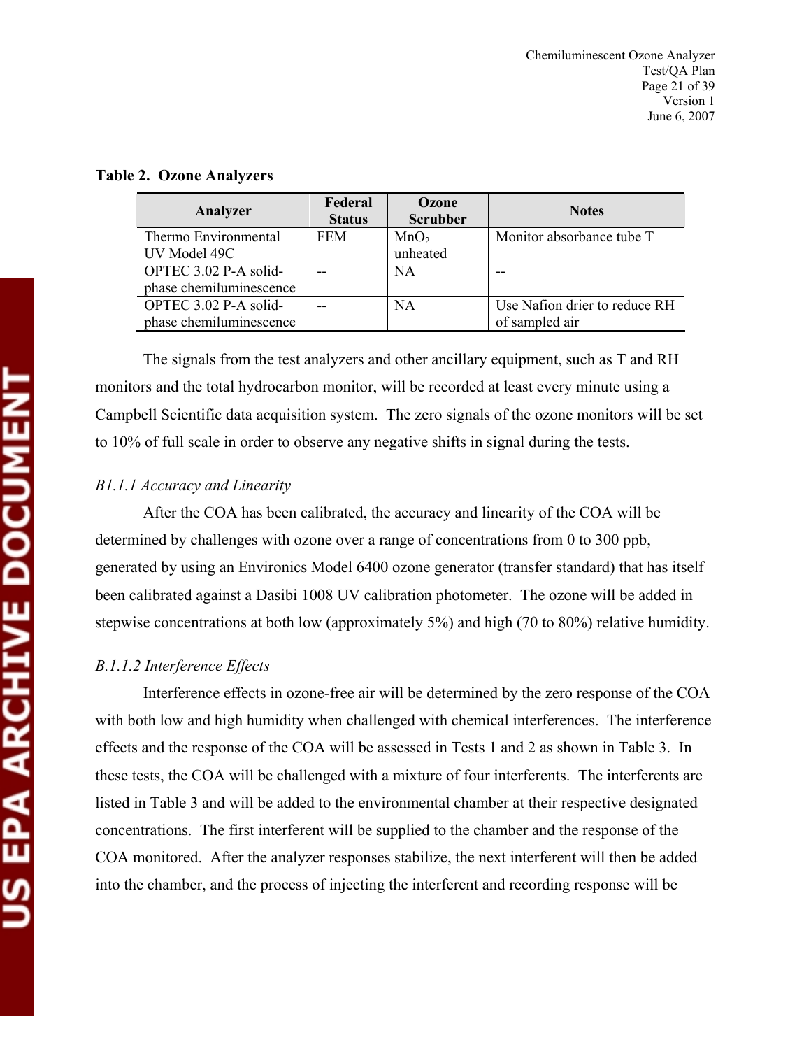**Table 2. Ozone Analyzers**

| Analyzer | Federal Status | Ozone Scrubber | Notes |
|---|---|---|---|
| Thermo Environmental UV Model 49C | FEM | $MnO_2$ unheated | Monitor absorbance tube T |
| OPTEC 3.02 P-A solid-phase chemiluminescence | -- | NA | -- |
| OPTEC 3.02 P-A solid-phase chemiluminescence | -- | NA | Use Nafion drier to reduce RH of sampled air |

The signals from the test analyzers and other ancillary equipment, such as T and RH monitors and the total hydrocarbon monitor, will be recorded at least every minute using a Campbell Scientific data acquisition system. The zero signals of the ozone monitors will be set to 10% of full scale in order to observe any negative shifts in signal during the tests.

*B1.1.1 Accuracy and Linearity*

After the COA has been calibrated, the accuracy and linearity of the COA will be determined by challenges with ozone over a range of concentrations from 0 to 300 ppb, generated by using an Environics Model 6400 ozone generator (transfer standard) that has itself been calibrated against a Dasibi 1008 UV calibration photometer. The ozone will be added in stepwise concentrations at both low (approximately 5%) and high (70 to 80%) relative humidity.

*B.1.1.2 Interference Effects*

Interference effects in ozone-free air will be determined by the zero response of the COA with both low and high humidity when challenged with chemical interferences. The interference effects and the response of the COA will be assessed in Tests 1 and 2 as shown in Table 3. In these tests, the COA will be challenged with a mixture of four interferents. The interferents are listed in Table 3 and will be added to the environmental chamber at their respective designated concentrations. The first interferent will be supplied to the chamber and the response of the COA monitored. After the analyzer responses stabilize, the next interferent will then be added into the chamber, and the process of injecting the interferent and recording response will be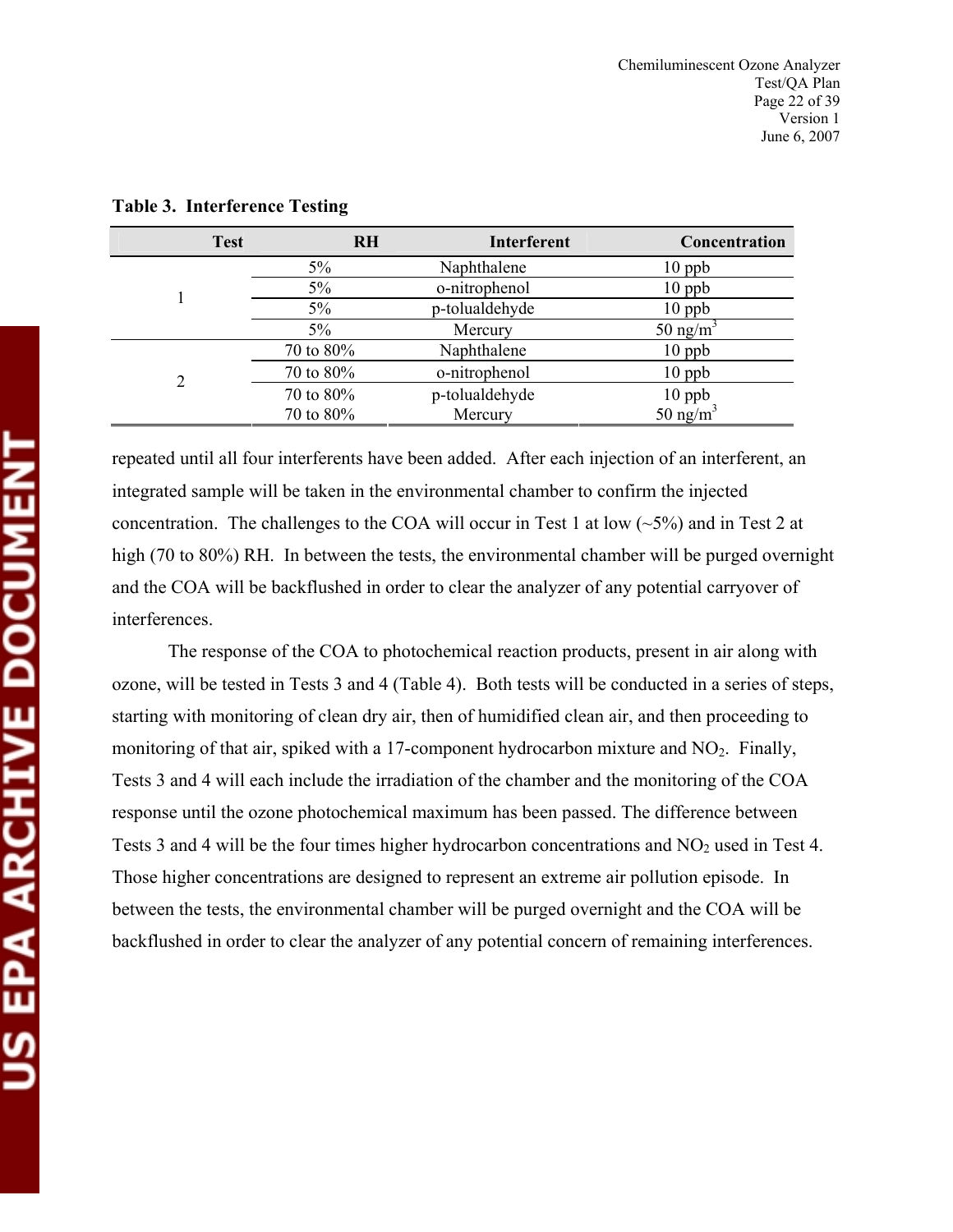**Table 3. Interference Testing**

| Test | RH | Interferent | Concentration |
|---|---|---|---|
| 1 | 5% | Naphthalene | 10 ppb |
| | 5% | o-nitrophenol | 10 ppb |
| | 5% | p-tolualdehyde | 10 ppb |
| | 5% | Mercury | 50 ng/m$^3$ |
| 2 | 70 to 80% | Naphthalene | 10 ppb |
| | 70 to 80% | o-nitrophenol | 10 ppb |
| | 70 to 80% | p-tolualdehyde | 10 ppb |
| | 70 to 80% | Mercury | 50 ng/m$^3$ |

repeated until all four interferents have been added. After each injection of an interferent, an integrated sample will be taken in the environmental chamber to confirm the injected concentration. The challenges to the COA will occur in Test 1 at low (~5%) and in Test 2 at high (70 to 80%) RH. In between the tests, the environmental chamber will be purged overnight and the COA will be backflushed in order to clear the analyzer of any potential carryover of interferences.

The response of the COA to photochemical reaction products, present in air along with ozone, will be tested in Tests 3 and 4 (Table 4). Both tests will be conducted in a series of steps, starting with monitoring of clean dry air, then of humidified clean air, and then proceeding to monitoring of that air, spiked with a 17-component hydrocarbon mixture and $NO_2$. Finally, Tests 3 and 4 will each include the irradiation of the chamber and the monitoring of the COA response until the ozone photochemical maximum has been passed. The difference between Tests 3 and 4 will be the four times higher hydrocarbon concentrations and $NO_2$ used in Test 4. Those higher concentrations are designed to represent an extreme air pollution episode. In between the tests, the environmental chamber will be purged overnight and the COA will be backflushed in order to clear the analyzer of any potential concern of remaining interferences.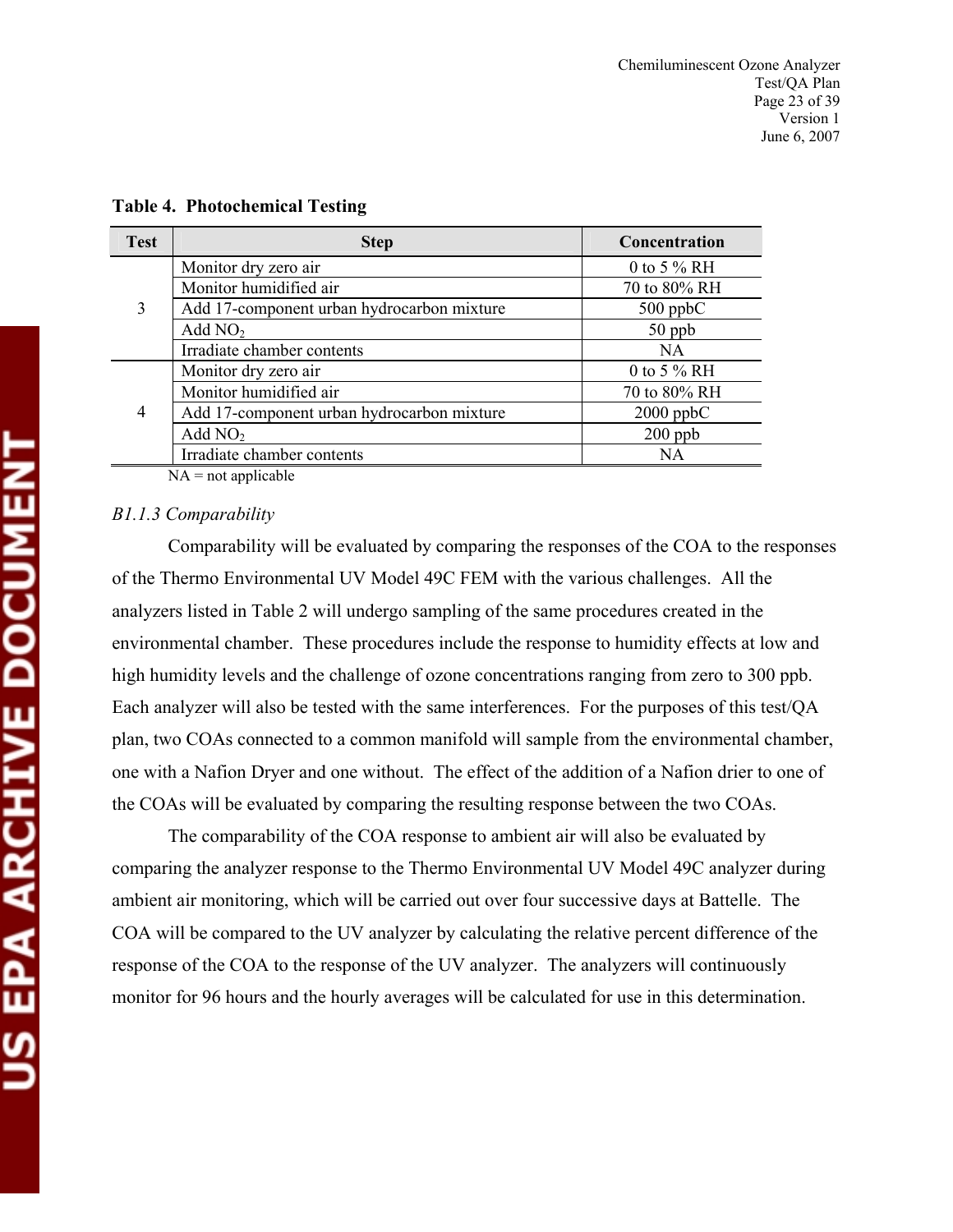**Table 4. Photochemical Testing**

| Test | Step | Concentration |
|---|---|---|
| 3 | Monitor dry zero air | 0 to 5 % RH |
| | Monitor humidified air | 70 to 80% RH |
| | Add 17-component urban hydrocarbon mixture | 500 ppbC |
| | Add $NO_2$ | 50 ppb |
| | Irradiate chamber contents | NA |
| 4 | Monitor dry zero air | 0 to 5 % RH |
| | Monitor humidified air | 70 to 80% RH |
| | Add 17-component urban hydrocarbon mixture | 2000 ppbC |
| | Add $NO_2$ | 200 ppb |
| | Irradiate chamber contents | NA |

NA = not applicable

*B1.1.3 Comparability*

Comparability will be evaluated by comparing the responses of the COA to the responses of the Thermo Environmental UV Model 49C FEM with the various challenges. All the analyzers listed in Table 2 will undergo sampling of the same procedures created in the environmental chamber. These procedures include the response to humidity effects at low and high humidity levels and the challenge of ozone concentrations ranging from zero to 300 ppb. Each analyzer will also be tested with the same interferences. For the purposes of this test/QA plan, two COAs connected to a common manifold will sample from the environmental chamber, one with a Nafion Dryer and one without. The effect of the addition of a Nafion drier to one of the COAs will be evaluated by comparing the resulting response between the two COAs.

The comparability of the COA response to ambient air will also be evaluated by comparing the analyzer response to the Thermo Environmental UV Model 49C analyzer during ambient air monitoring, which will be carried out over four successive days at Battelle. The COA will be compared to the UV analyzer by calculating the relative percent difference of the response of the COA to the response of the UV analyzer. The analyzers will continuously monitor for 96 hours and the hourly averages will be calculated for use in this determination.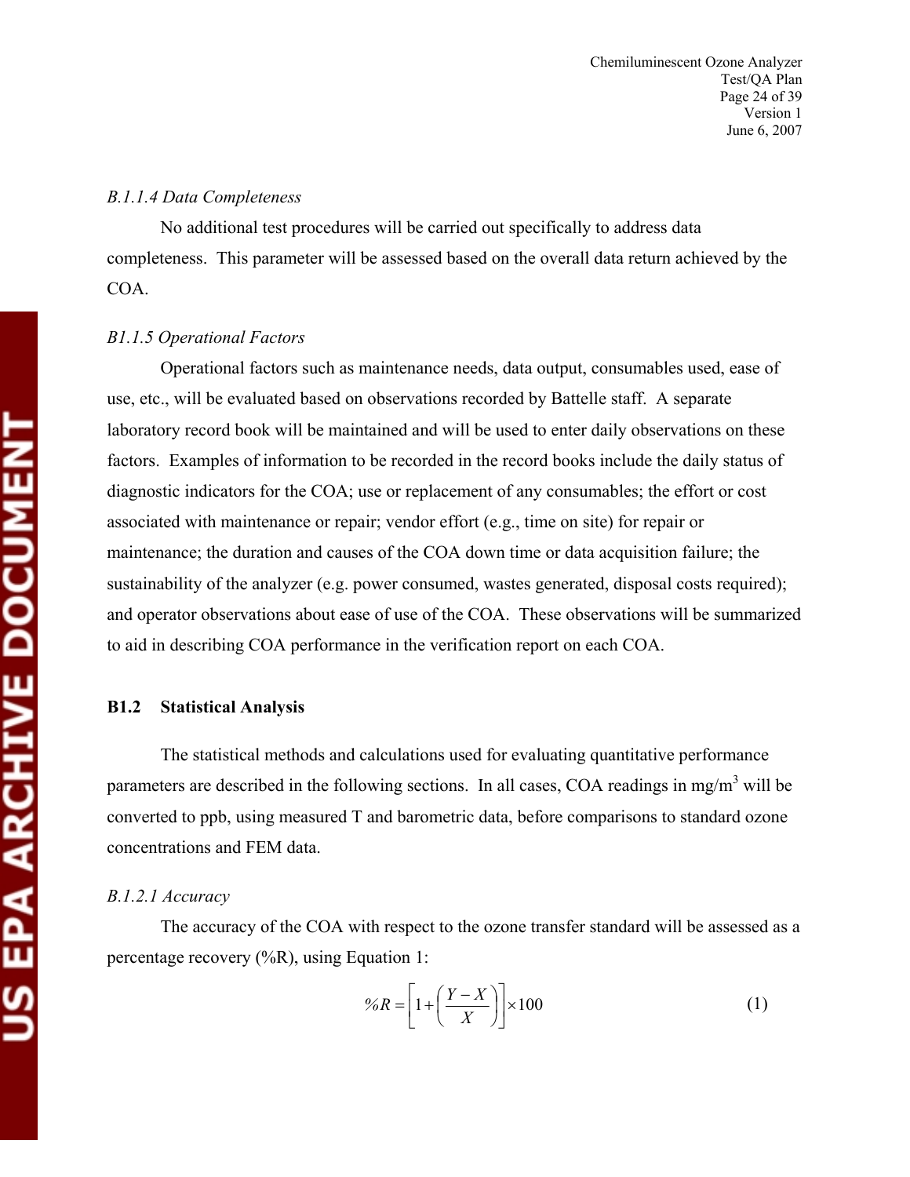*B.1.1.4 Data Completeness*

No additional test procedures will be carried out specifically to address data completeness. This parameter will be assessed based on the overall data return achieved by the COA.

*B1.1.5 Operational Factors*

Operational factors such as maintenance needs, data output, consumables used, ease of use, etc., will be evaluated based on observations recorded by Battelle staff. A separate laboratory record book will be maintained and will be used to enter daily observations on these factors. Examples of information to be recorded in the record books include the daily status of diagnostic indicators for the COA; use or replacement of any consumables; the effort or cost associated with maintenance or repair; vendor effort (e.g., time on site) for repair or maintenance; the duration and causes of the COA down time or data acquisition failure; the sustainability of the analyzer (e.g. power consumed, wastes generated, disposal costs required); and operator observations about ease of use of the COA. These observations will be summarized to aid in describing COA performance in the verification report on each COA.

## B1.2 Statistical Analysis

The statistical methods and calculations used for evaluating quantitative performance parameters are described in the following sections. In all cases, COA readings in mg/m$^3$ will be converted to ppb, using measured T and barometric data, before comparisons to standard ozone concentrations and FEM data.

*B.1.2.1 Accuracy*

The accuracy of the COA with respect to the ozone transfer standard will be assessed as a percentage recovery (%R), using Equation 1:

$$\%R = \left[1 + \left(\frac{Y - X}{X}\right)\right] \times 100 \tag{1}$$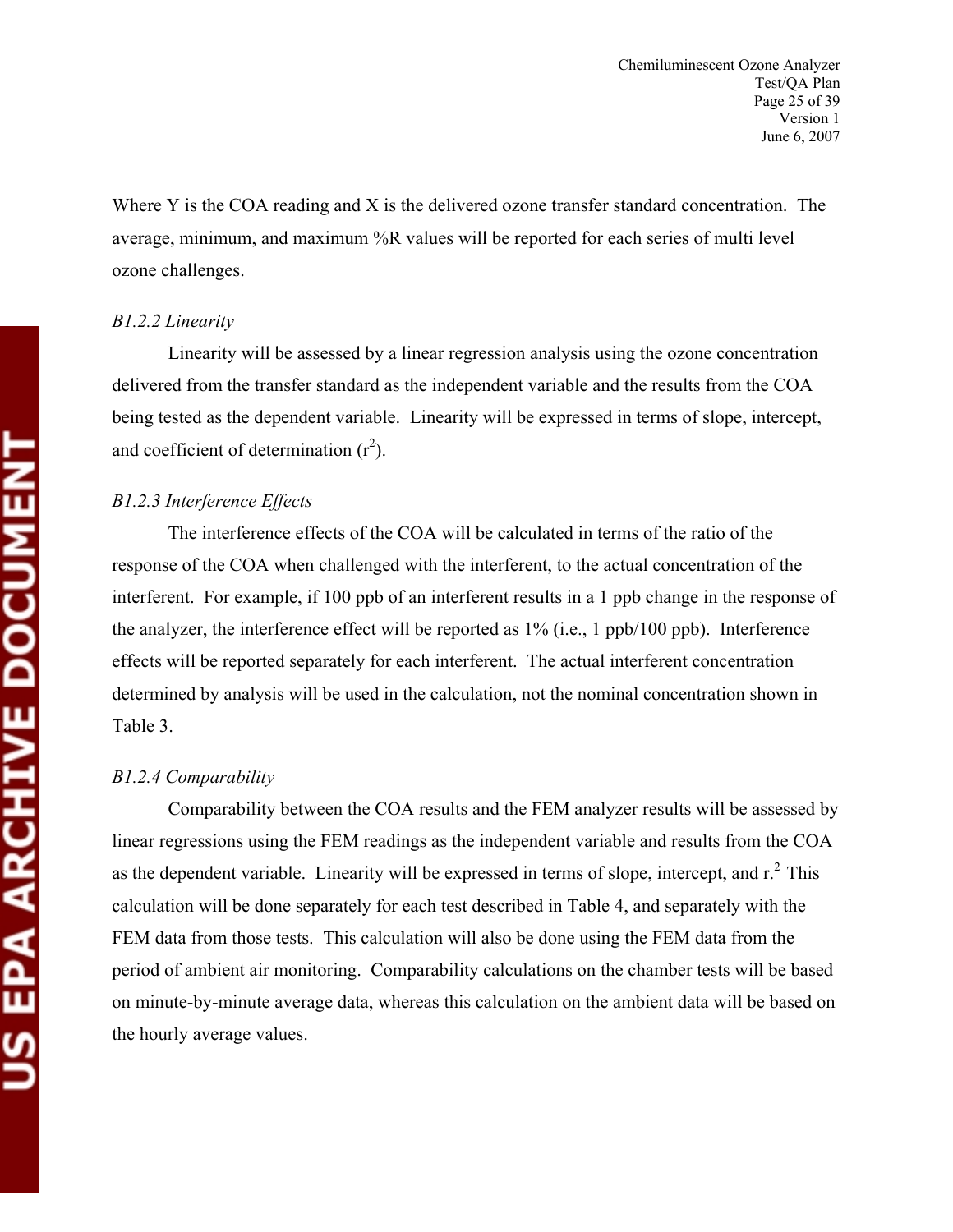Where Y is the COA reading and X is the delivered ozone transfer standard concentration. The average, minimum, and maximum %R values will be reported for each series of multi level ozone challenges.

*B1.2.2 Linearity*

Linearity will be assessed by a linear regression analysis using the ozone concentration delivered from the transfer standard as the independent variable and the results from the COA being tested as the dependent variable. Linearity will be expressed in terms of slope, intercept, and coefficient of determination ($r^2$).

*B1.2.3 Interference Effects*

The interference effects of the COA will be calculated in terms of the ratio of the response of the COA when challenged with the interferent, to the actual concentration of the interferent. For example, if 100 ppb of an interferent results in a 1 ppb change in the response of the analyzer, the interference effect will be reported as 1% (i.e., 1 ppb/100 ppb). Interference effects will be reported separately for each interferent. The actual interferent concentration determined by analysis will be used in the calculation, not the nominal concentration shown in Table 3.

*B1.2.4 Comparability*

Comparability between the COA results and the FEM analyzer results will be assessed by linear regressions using the FEM readings as the independent variable and results from the COA as the dependent variable. Linearity will be expressed in terms of slope, intercept, and $r^2$. This calculation will be done separately for each test described in Table 4, and separately with the FEM data from those tests. This calculation will also be done using the FEM data from the period of ambient air monitoring. Comparability calculations on the chamber tests will be based on minute-by-minute average data, whereas this calculation on the ambient data will be based on the hourly average values.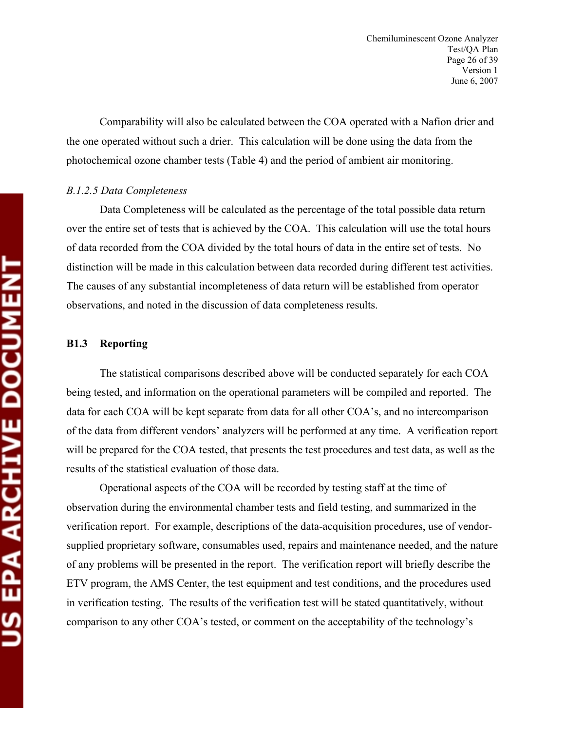Comparability will also be calculated between the COA operated with a Nafion drier and the one operated without such a drier. This calculation will be done using the data from the photochemical ozone chamber tests (Table 4) and the period of ambient air monitoring.

*B.1.2.5 Data Completeness*

Data Completeness will be calculated as the percentage of the total possible data return over the entire set of tests that is achieved by the COA. This calculation will use the total hours of data recorded from the COA divided by the total hours of data in the entire set of tests. No distinction will be made in this calculation between data recorded during different test activities. The causes of any substantial incompleteness of data return will be established from operator observations, and noted in the discussion of data completeness results.

## B1.3 Reporting

The statistical comparisons described above will be conducted separately for each COA being tested, and information on the operational parameters will be compiled and reported. The data for each COA will be kept separate from data for all other COA's, and no intercomparison of the data from different vendors' analyzers will be performed at any time. A verification report will be prepared for the COA tested, that presents the test procedures and test data, as well as the results of the statistical evaluation of those data.

Operational aspects of the COA will be recorded by testing staff at the time of observation during the environmental chamber tests and field testing, and summarized in the verification report. For example, descriptions of the data-acquisition procedures, use of vendor-supplied proprietary software, consumables used, repairs and maintenance needed, and the nature of any problems will be presented in the report. The verification report will briefly describe the ETV program, the AMS Center, the test equipment and test conditions, and the procedures used in verification testing. The results of the verification test will be stated quantitatively, without comparison to any other COA's tested, or comment on the acceptability of the technology's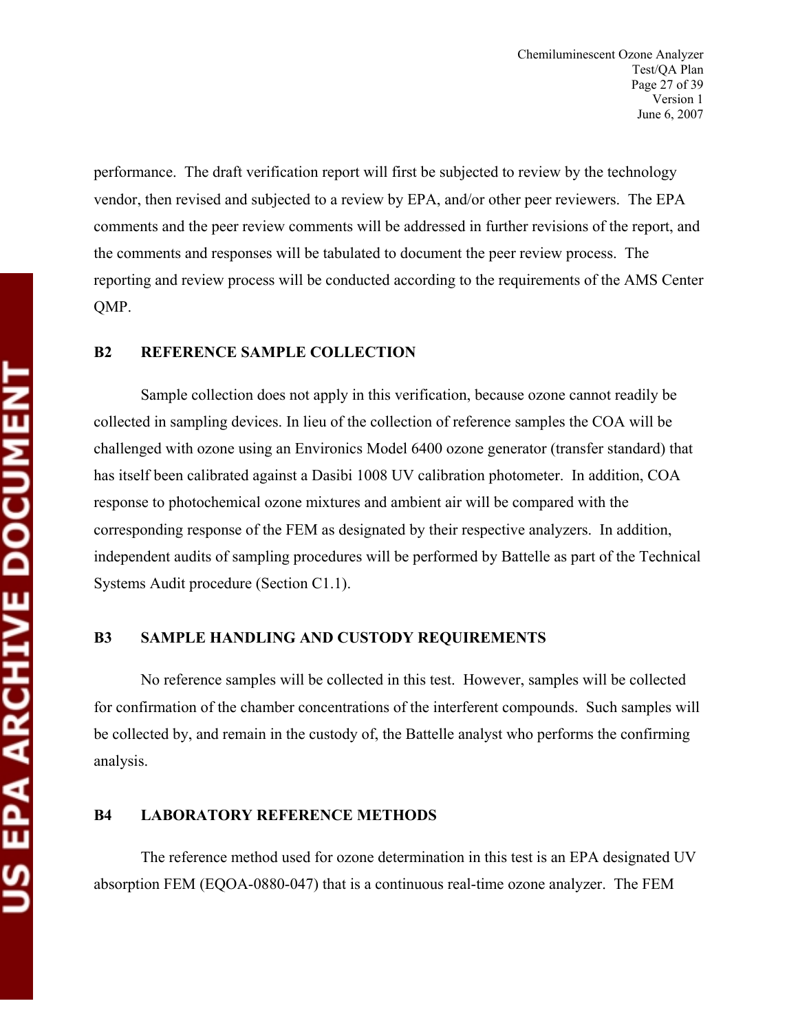performance. The draft verification report will first be subjected to review by the technology vendor, then revised and subjected to a review by EPA, and/or other peer reviewers. The EPA comments and the peer review comments will be addressed in further revisions of the report, and the comments and responses will be tabulated to document the peer review process. The reporting and review process will be conducted according to the requirements of the AMS Center QMP.

## B2 REFERENCE SAMPLE COLLECTION

Sample collection does not apply in this verification, because ozone cannot readily be collected in sampling devices. In lieu of the collection of reference samples the COA will be challenged with ozone using an Environics Model 6400 ozone generator (transfer standard) that has itself been calibrated against a Dasibi 1008 UV calibration photometer. In addition, COA response to photochemical ozone mixtures and ambient air will be compared with the corresponding response of the FEM as designated by their respective analyzers. In addition, independent audits of sampling procedures will be performed by Battelle as part of the Technical Systems Audit procedure (Section C1.1).

## B3 SAMPLE HANDLING AND CUSTODY REQUIREMENTS

No reference samples will be collected in this test. However, samples will be collected for confirmation of the chamber concentrations of the interferent compounds. Such samples will be collected by, and remain in the custody of, the Battelle analyst who performs the confirming analysis.

## B4 LABORATORY REFERENCE METHODS

The reference method used for ozone determination in this test is an EPA designated UV absorption FEM (EQOA-0880-047) that is a continuous real-time ozone analyzer. The FEM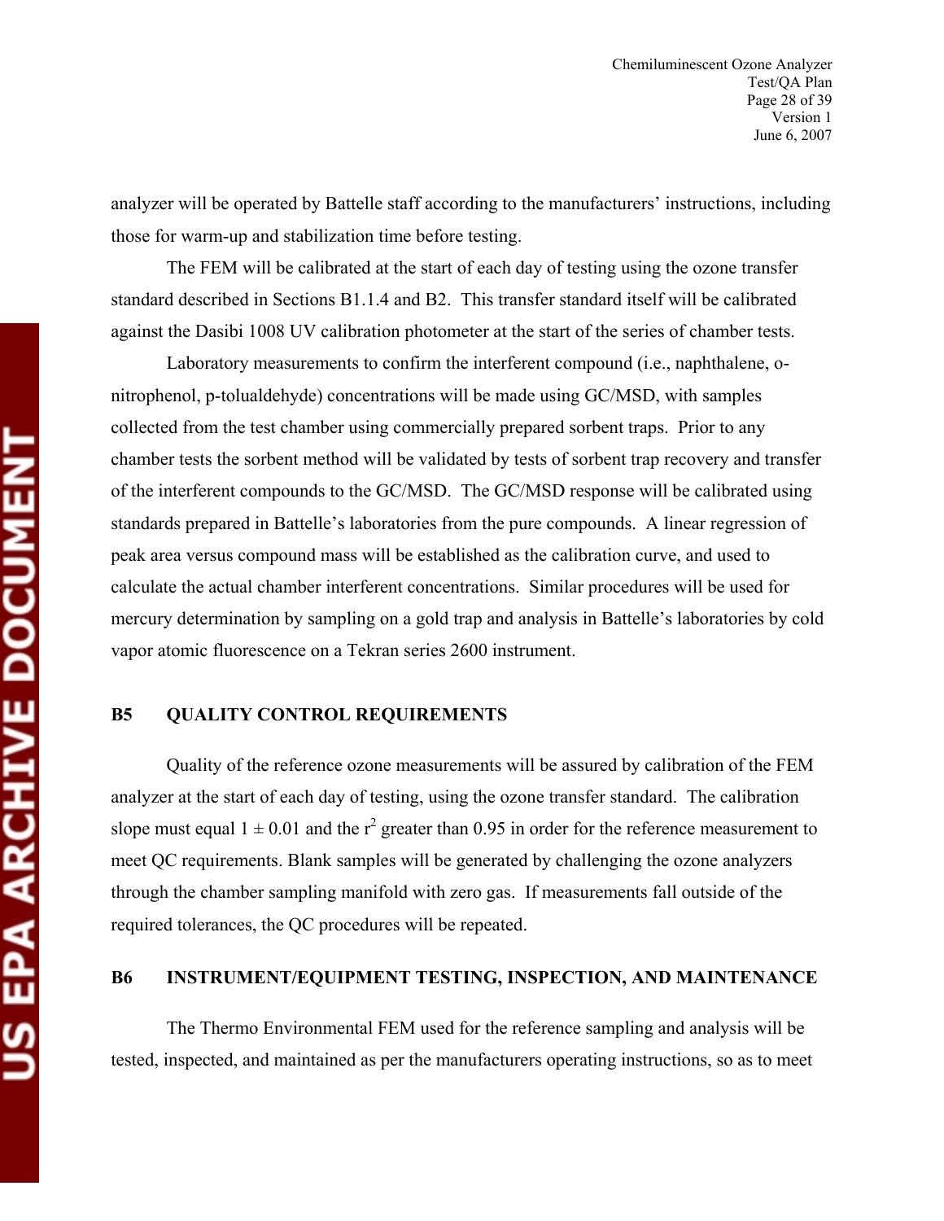analyzer will be operated by Battelle staff according to the manufacturers' instructions, including those for warm-up and stabilization time before testing.

The FEM will be calibrated at the start of each day of testing using the ozone transfer standard described in Sections B1.1.4 and B2. This transfer standard itself will be calibrated against the Dasibi 1008 UV calibration photometer at the start of the series of chamber tests.

Laboratory measurements to confirm the interferent compound (i.e., naphthalene, o-nitrophenol, p-tolualdehyde) concentrations will be made using GC/MSD, with samples collected from the test chamber using commercially prepared sorbent traps. Prior to any chamber tests the sorbent method will be validated by tests of sorbent trap recovery and transfer of the interferent compounds to the GC/MSD. The GC/MSD response will be calibrated using standards prepared in Battelle's laboratories from the pure compounds. A linear regression of peak area versus compound mass will be established as the calibration curve, and used to calculate the actual chamber interferent concentrations. Similar procedures will be used for mercury determination by sampling on a gold trap and analysis in Battelle's laboratories by cold vapor atomic fluorescence on a Tekran series 2600 instrument.

## B5 QUALITY CONTROL REQUIREMENTS

Quality of the reference ozone measurements will be assured by calibration of the FEM analyzer at the start of each day of testing, using the ozone transfer standard. The calibration slope must equal $1 \pm 0.01$ and the $r^2$ greater than 0.95 in order for the reference measurement to meet QC requirements. Blank samples will be generated by challenging the ozone analyzers through the chamber sampling manifold with zero gas. If measurements fall outside of the required tolerances, the QC procedures will be repeated.

## B6 INSTRUMENT/EQUIPMENT TESTING, INSPECTION, AND MAINTENANCE

The Thermo Environmental FEM used for the reference sampling and analysis will be tested, inspected, and maintained as per the manufacturers operating instructions, so as to meet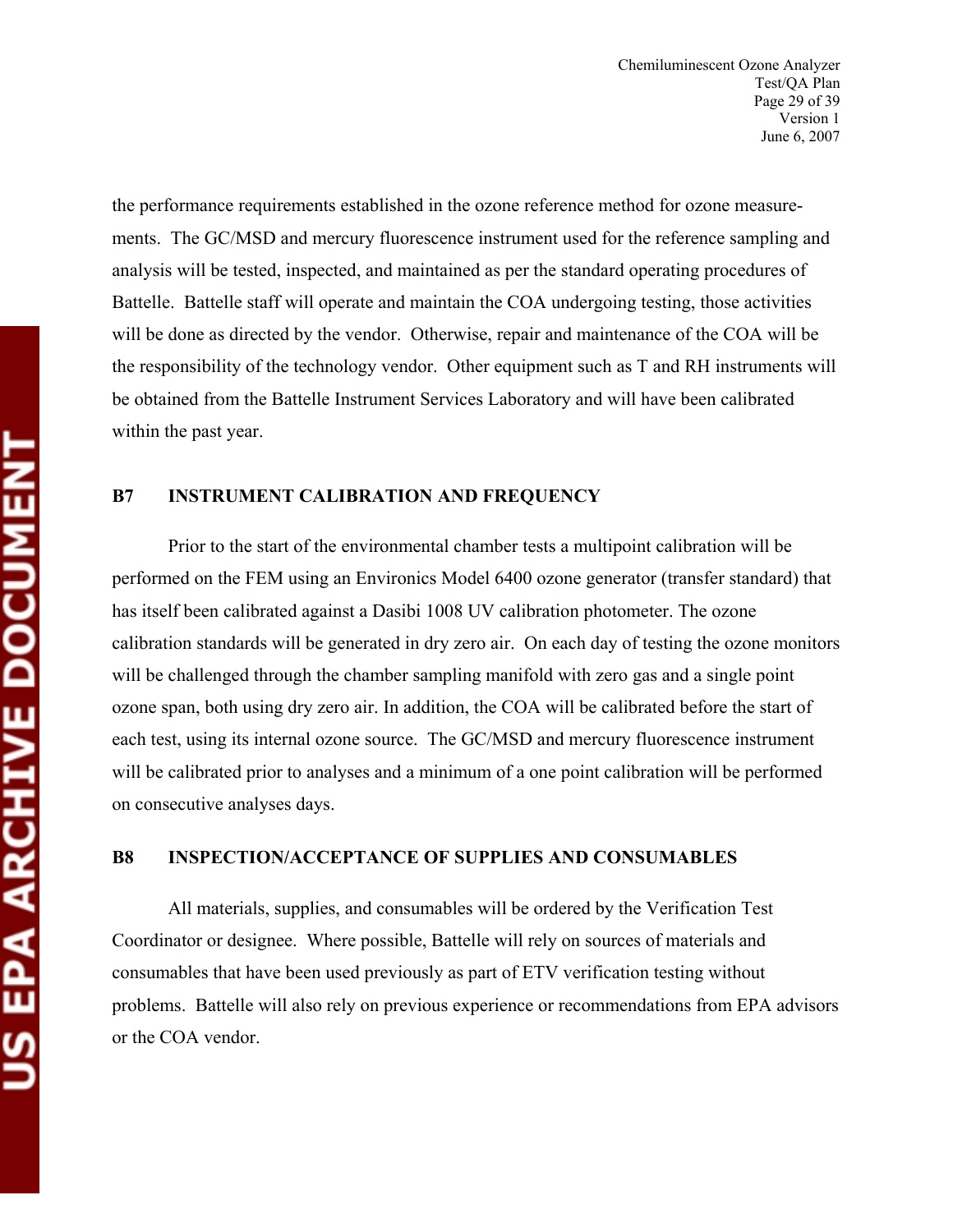the performance requirements established in the ozone reference method for ozone measurements. The GC/MSD and mercury fluorescence instrument used for the reference sampling and analysis will be tested, inspected, and maintained as per the standard operating procedures of Battelle. Battelle staff will operate and maintain the COA undergoing testing, those activities will be done as directed by the vendor. Otherwise, repair and maintenance of the COA will be the responsibility of the technology vendor. Other equipment such as T and RH instruments will be obtained from the Battelle Instrument Services Laboratory and will have been calibrated within the past year.

## B7 INSTRUMENT CALIBRATION AND FREQUENCY

Prior to the start of the environmental chamber tests a multipoint calibration will be performed on the FEM using an Environics Model 6400 ozone generator (transfer standard) that has itself been calibrated against a Dasibi 1008 UV calibration photometer. The ozone calibration standards will be generated in dry zero air. On each day of testing the ozone monitors will be challenged through the chamber sampling manifold with zero gas and a single point ozone span, both using dry zero air. In addition, the COA will be calibrated before the start of each test, using its internal ozone source. The GC/MSD and mercury fluorescence instrument will be calibrated prior to analyses and a minimum of a one point calibration will be performed on consecutive analyses days.

## B8 INSPECTION/ACCEPTANCE OF SUPPLIES AND CONSUMABLES

All materials, supplies, and consumables will be ordered by the Verification Test Coordinator or designee. Where possible, Battelle will rely on sources of materials and consumables that have been used previously as part of ETV verification testing without problems. Battelle will also rely on previous experience or recommendations from EPA advisors or the COA vendor.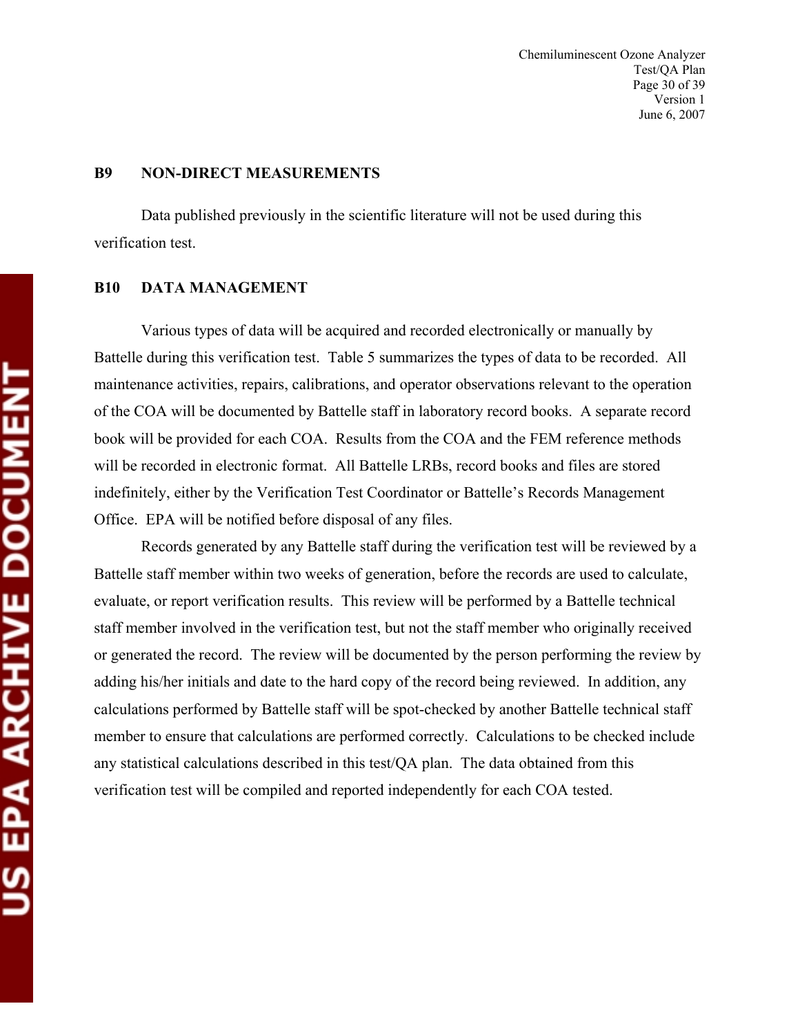## B9 NON-DIRECT MEASUREMENTS

Data published previously in the scientific literature will not be used during this verification test.

## B10 DATA MANAGEMENT

Various types of data will be acquired and recorded electronically or manually by Battelle during this verification test. Table 5 summarizes the types of data to be recorded. All maintenance activities, repairs, calibrations, and operator observations relevant to the operation of the COA will be documented by Battelle staff in laboratory record books. A separate record book will be provided for each COA. Results from the COA and the FEM reference methods will be recorded in electronic format. All Battelle LRBs, record books and files are stored indefinitely, either by the Verification Test Coordinator or Battelle's Records Management Office. EPA will be notified before disposal of any files.

Records generated by any Battelle staff during the verification test will be reviewed by a Battelle staff member within two weeks of generation, before the records are used to calculate, evaluate, or report verification results. This review will be performed by a Battelle technical staff member involved in the verification test, but not the staff member who originally received or generated the record. The review will be documented by the person performing the review by adding his/her initials and date to the hard copy of the record being reviewed. In addition, any calculations performed by Battelle staff will be spot-checked by another Battelle technical staff member to ensure that calculations are performed correctly. Calculations to be checked include any statistical calculations described in this test/QA plan. The data obtained from this verification test will be compiled and reported independently for each COA tested.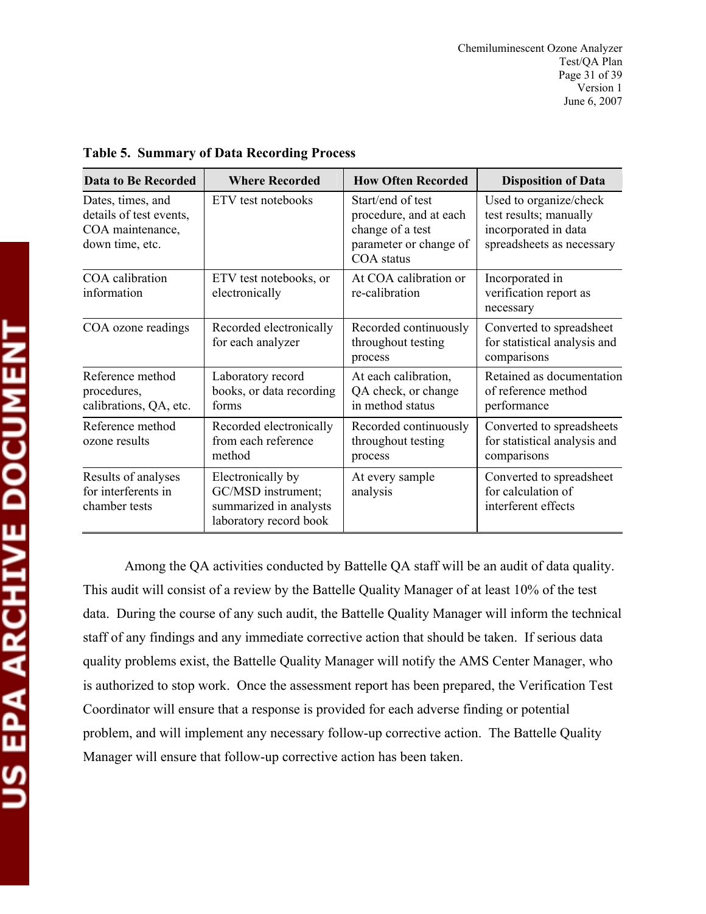**Table 5. Summary of Data Recording Process**

| Data to Be Recorded | Where Recorded | How Often Recorded | Disposition of Data |
|---|---|---|---|
| Dates, times, and details of test events, COA maintenance, down time, etc. | ETV test notebooks | Start/end of test procedure, and at each change of a test parameter or change of COA status | Used to organize/check test results; manually incorporated in data spreadsheets as necessary |
| COA calibration information | ETV test notebooks, or electronically | At COA calibration or re-calibration | Incorporated in verification report as necessary |
| COA ozone readings | Recorded electronically for each analyzer | Recorded continuously throughout testing process | Converted to spreadsheet for statistical analysis and comparisons |
| Reference method procedures, calibrations, QA, etc. | Laboratory record books, or data recording forms | At each calibration, QA check, or change in method status | Retained as documentation of reference method performance |
| Reference method ozone results | Recorded electronically from each reference method | Recorded continuously throughout testing process | Converted to spreadsheets for statistical analysis and comparisons |
| Results of analyses for interferents in chamber tests | Electronically by GC/MSD instrument; summarized in analysts laboratory record book | At every sample analysis | Converted to spreadsheet for calculation of interferent effects |

Among the QA activities conducted by Battelle QA staff will be an audit of data quality. This audit will consist of a review by the Battelle Quality Manager of at least 10% of the test data. During the course of any such audit, the Battelle Quality Manager will inform the technical staff of any findings and any immediate corrective action that should be taken. If serious data quality problems exist, the Battelle Quality Manager will notify the AMS Center Manager, who is authorized to stop work. Once the assessment report has been prepared, the Verification Test Coordinator will ensure that a response is provided for each adverse finding or potential problem, and will implement any necessary follow-up corrective action. The Battelle Quality Manager will ensure that follow-up corrective action has been taken.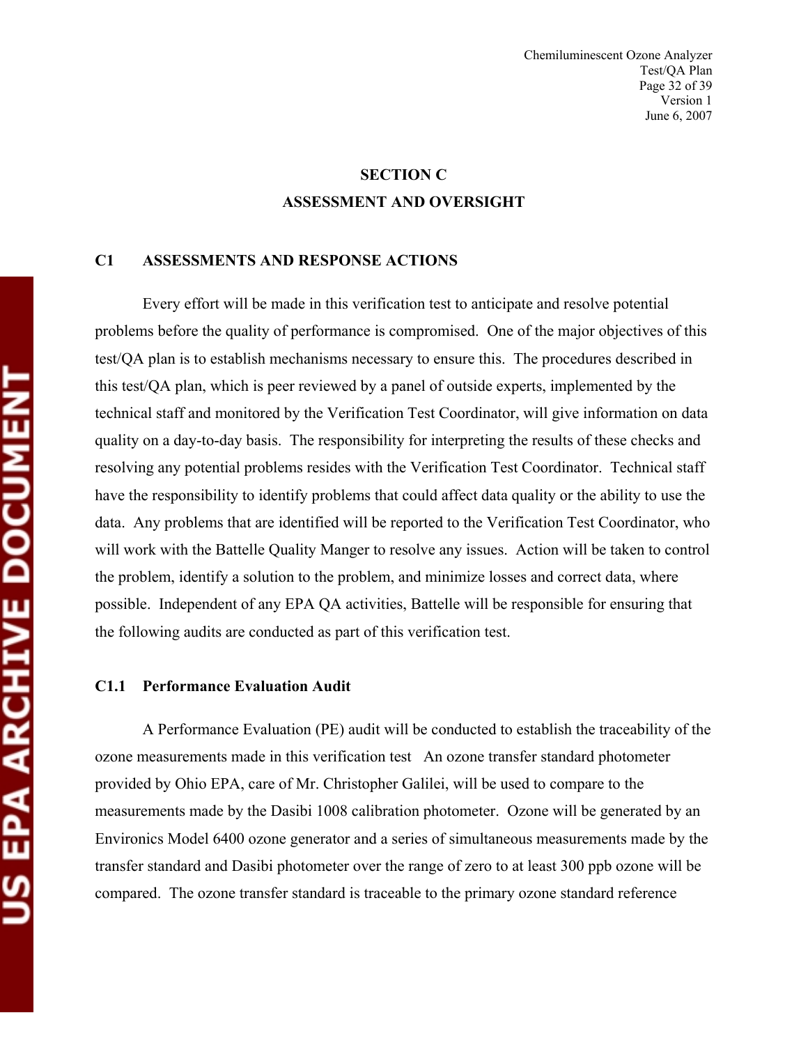## SECTION C
## ASSESSMENT AND OVERSIGHT

### C1 ASSESSMENTS AND RESPONSE ACTIONS

Every effort will be made in this verification test to anticipate and resolve potential problems before the quality of performance is compromised. One of the major objectives of this test/QA plan is to establish mechanisms necessary to ensure this. The procedures described in this test/QA plan, which is peer reviewed by a panel of outside experts, implemented by the technical staff and monitored by the Verification Test Coordinator, will give information on data quality on a day-to-day basis. The responsibility for interpreting the results of these checks and resolving any potential problems resides with the Verification Test Coordinator. Technical staff have the responsibility to identify problems that could affect data quality or the ability to use the data. Any problems that are identified will be reported to the Verification Test Coordinator, who will work with the Battelle Quality Manger to resolve any issues. Action will be taken to control the problem, identify a solution to the problem, and minimize losses and correct data, where possible. Independent of any EPA QA activities, Battelle will be responsible for ensuring that the following audits are conducted as part of this verification test.

#### C1.1 Performance Evaluation Audit

A Performance Evaluation (PE) audit will be conducted to establish the traceability of the ozone measurements made in this verification test An ozone transfer standard photometer provided by Ohio EPA, care of Mr. Christopher Galilei, will be used to compare to the measurements made by the Dasibi 1008 calibration photometer. Ozone will be generated by an Environics Model 6400 ozone generator and a series of simultaneous measurements made by the transfer standard and Dasibi photometer over the range of zero to at least 300 ppb ozone will be compared. The ozone transfer standard is traceable to the primary ozone standard reference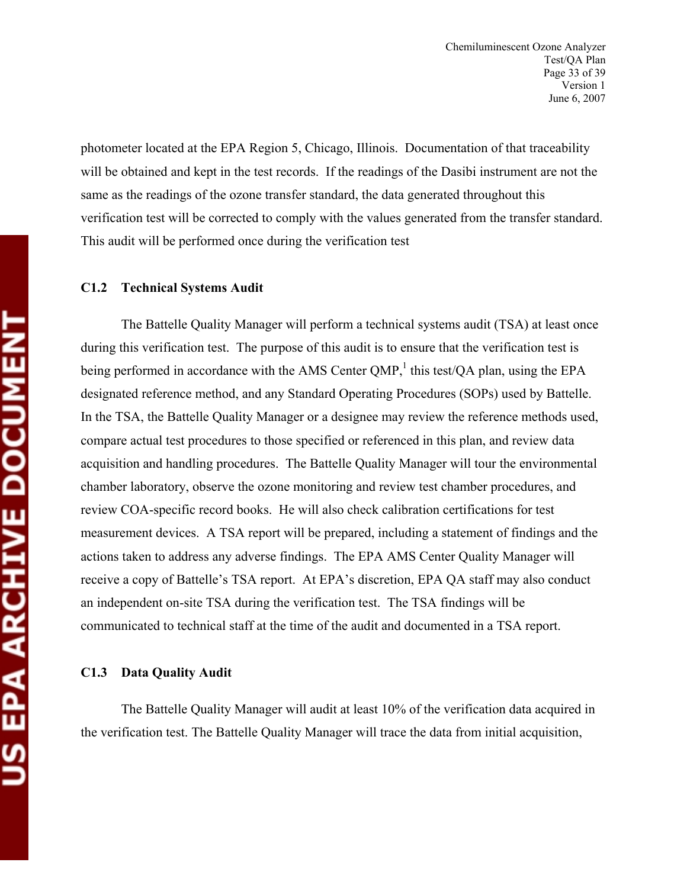photometer located at the EPA Region 5, Chicago, Illinois. Documentation of that traceability will be obtained and kept in the test records. If the readings of the Dasibi instrument are not the same as the readings of the ozone transfer standard, the data generated throughout this verification test will be corrected to comply with the values generated from the transfer standard. This audit will be performed once during the verification test

### C1.2 Technical Systems Audit

The Battelle Quality Manager will perform a technical systems audit (TSA) at least once during this verification test. The purpose of this audit is to ensure that the verification test is being performed in accordance with the AMS Center QMP,[1] this test/QA plan, using the EPA designated reference method, and any Standard Operating Procedures (SOPs) used by Battelle. In the TSA, the Battelle Quality Manager or a designee may review the reference methods used, compare actual test procedures to those specified or referenced in this plan, and review data acquisition and handling procedures. The Battelle Quality Manager will tour the environmental chamber laboratory, observe the ozone monitoring and review test chamber procedures, and review COA-specific record books. He will also check calibration certifications for test measurement devices. A TSA report will be prepared, including a statement of findings and the actions taken to address any adverse findings. The EPA AMS Center Quality Manager will receive a copy of Battelle's TSA report. At EPA's discretion, EPA QA staff may also conduct an independent on-site TSA during the verification test. The TSA findings will be communicated to technical staff at the time of the audit and documented in a TSA report.

### C1.3 Data Quality Audit

The Battelle Quality Manager will audit at least 10% of the verification data acquired in the verification test. The Battelle Quality Manager will trace the data from initial acquisition,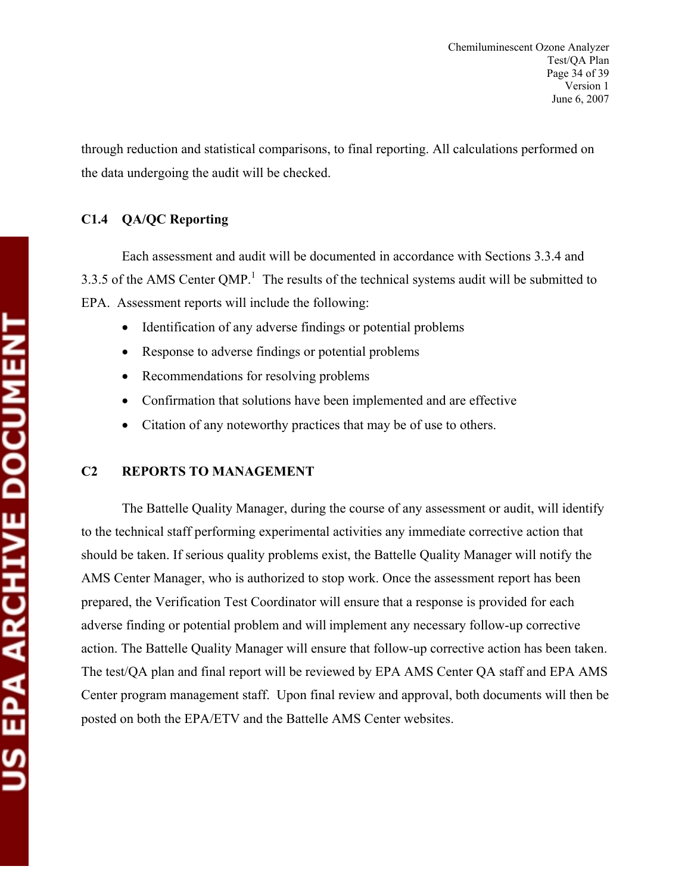through reduction and statistical comparisons, to final reporting. All calculations performed on the data undergoing the audit will be checked.

### C1.4 QA/QC Reporting

Each assessment and audit will be documented in accordance with Sections 3.3.4 and 3.3.5 of the AMS Center QMP.[1] The results of the technical systems audit will be submitted to EPA. Assessment reports will include the following:

- Identification of any adverse findings or potential problems
- Response to adverse findings or potential problems
- Recommendations for resolving problems
- Confirmation that solutions have been implemented and are effective
- Citation of any noteworthy practices that may be of use to others.

## C2 REPORTS TO MANAGEMENT

The Battelle Quality Manager, during the course of any assessment or audit, will identify to the technical staff performing experimental activities any immediate corrective action that should be taken. If serious quality problems exist, the Battelle Quality Manager will notify the AMS Center Manager, who is authorized to stop work. Once the assessment report has been prepared, the Verification Test Coordinator will ensure that a response is provided for each adverse finding or potential problem and will implement any necessary follow-up corrective action. The Battelle Quality Manager will ensure that follow-up corrective action has been taken. The test/QA plan and final report will be reviewed by EPA AMS Center QA staff and EPA AMS Center program management staff. Upon final review and approval, both documents will then be posted on both the EPA/ETV and the Battelle AMS Center websites.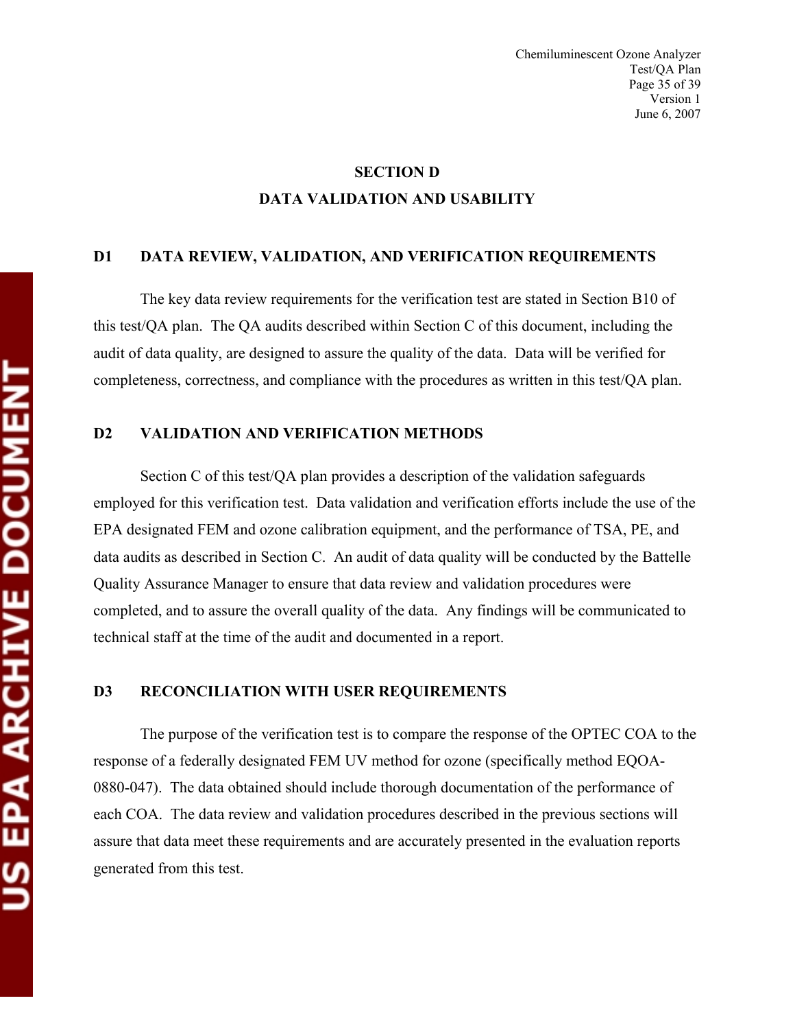# SECTION D
# DATA VALIDATION AND USABILITY

## D1 DATA REVIEW, VALIDATION, AND VERIFICATION REQUIREMENTS

The key data review requirements for the verification test are stated in Section B10 of this test/QA plan. The QA audits described within Section C of this document, including the audit of data quality, are designed to assure the quality of the data. Data will be verified for completeness, correctness, and compliance with the procedures as written in this test/QA plan.

## D2 VALIDATION AND VERIFICATION METHODS

Section C of this test/QA plan provides a description of the validation safeguards employed for this verification test. Data validation and verification efforts include the use of the EPA designated FEM and ozone calibration equipment, and the performance of TSA, PE, and data audits as described in Section C. An audit of data quality will be conducted by the Battelle Quality Assurance Manager to ensure that data review and validation procedures were completed, and to assure the overall quality of the data. Any findings will be communicated to technical staff at the time of the audit and documented in a report.

## D3 RECONCILIATION WITH USER REQUIREMENTS

The purpose of the verification test is to compare the response of the OPTEC COA to the response of a federally designated FEM UV method for ozone (specifically method EQOA-0880-047). The data obtained should include thorough documentation of the performance of each COA. The data review and validation procedures described in the previous sections will assure that data meet these requirements and are accurately presented in the evaluation reports generated from this test.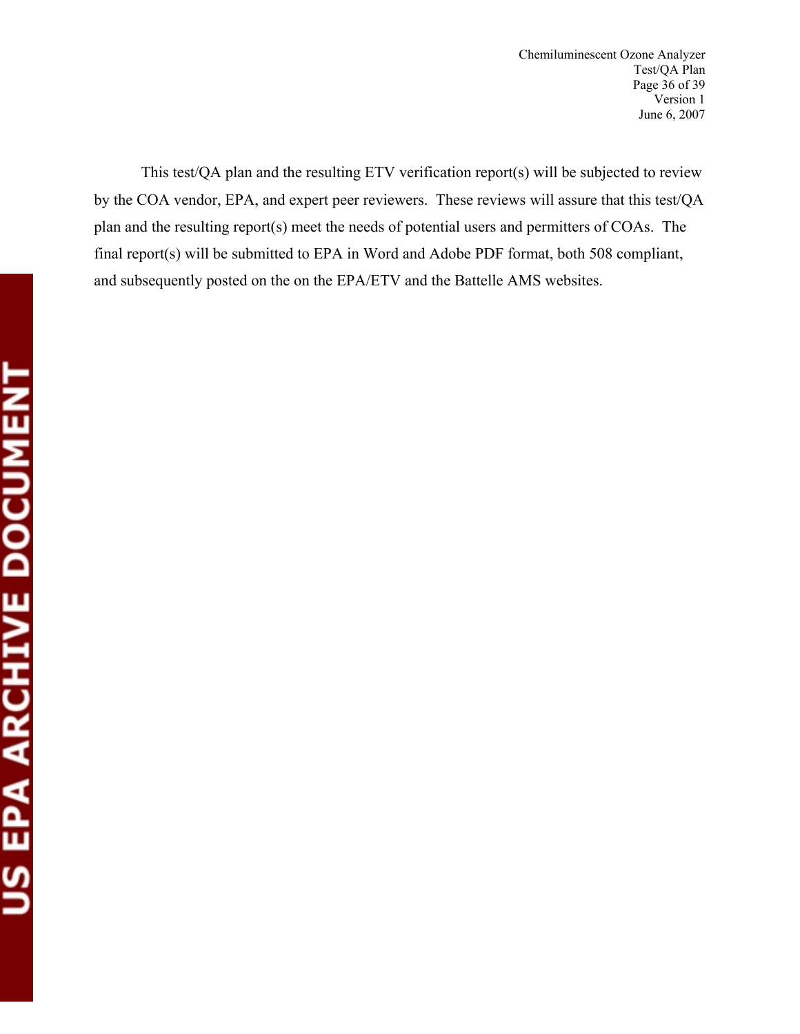This test/QA plan and the resulting ETV verification report(s) will be subjected to review by the COA vendor, EPA, and expert peer reviewers. These reviews will assure that this test/QA plan and the resulting report(s) meet the needs of potential users and permitters of COAs. The final report(s) will be submitted to EPA in Word and Adobe PDF format, both 508 compliant, and subsequently posted on the on the EPA/ETV and the Battelle AMS websites.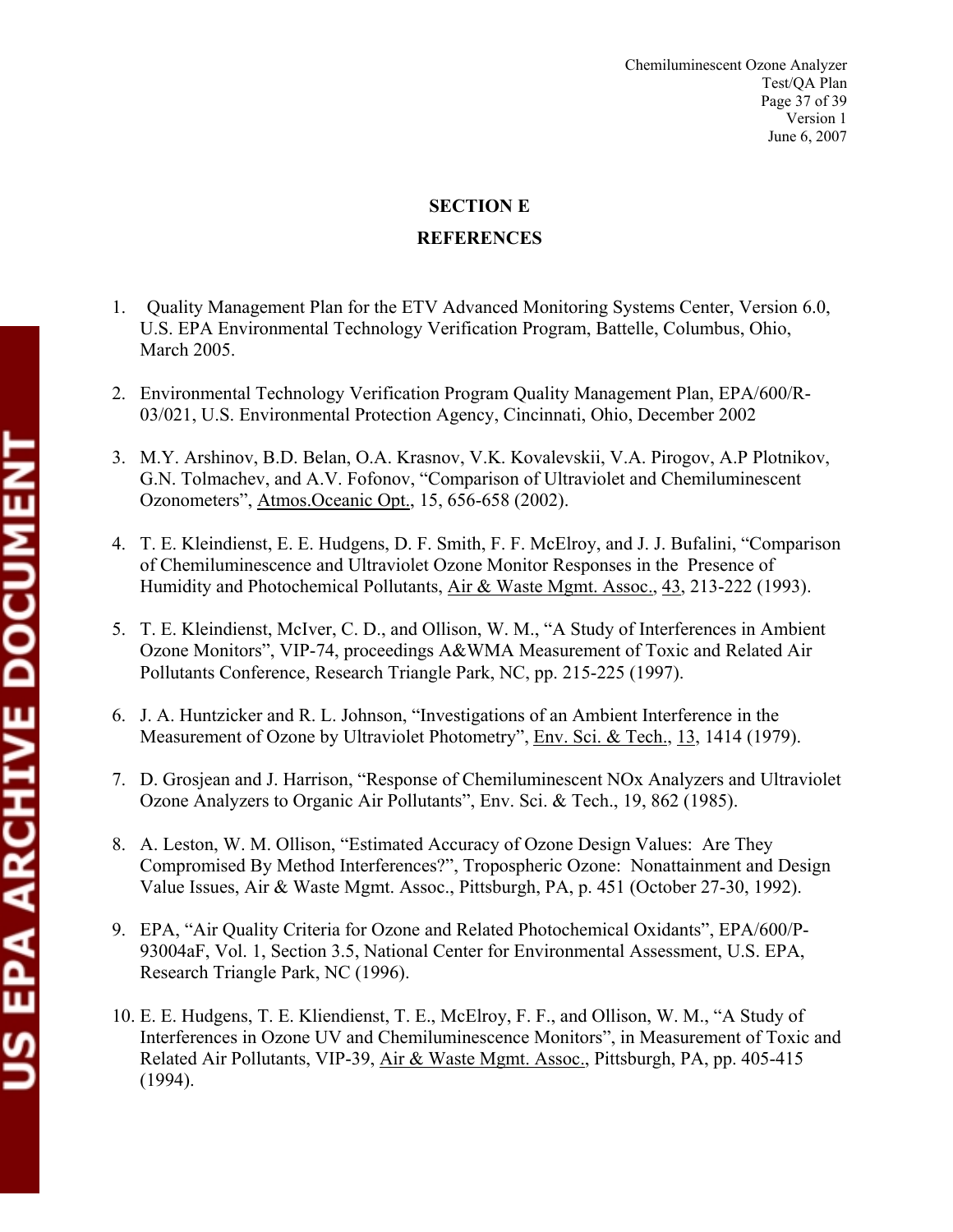## SECTION E

## REFERENCES

1. Quality Management Plan for the ETV Advanced Monitoring Systems Center, Version 6.0, U.S. EPA Environmental Technology Verification Program, Battelle, Columbus, Ohio, March 2005.

2. Environmental Technology Verification Program Quality Management Plan, EPA/600/R-03/021, U.S. Environmental Protection Agency, Cincinnati, Ohio, December 2002

3. M.Y. Arshinov, B.D. Belan, O.A. Krasnov, V.K. Kovalevskii, V.A. Pirogov, A.P Plotnikov, G.N. Tolmachev, and A.V. Fofonov, "Comparison of Ultraviolet and Chemiluminescent Ozonometers", Atmos.Oceanic Opt., 15, 656-658 (2002).

4. T. E. Kleindienst, E. E. Hudgens, D. F. Smith, F. F. McElroy, and J. J. Bufalini, "Comparison of Chemiluminescence and Ultraviolet Ozone Monitor Responses in the Presence of Humidity and Photochemical Pollutants, Air & Waste Mgmt. Assoc., 43, 213-222 (1993).

5. T. E. Kleindienst, McIver, C. D., and Ollison, W. M., "A Study of Interferences in Ambient Ozone Monitors", VIP-74, proceedings A&WMA Measurement of Toxic and Related Air Pollutants Conference, Research Triangle Park, NC, pp. 215-225 (1997).

6. J. A. Huntzicker and R. L. Johnson, "Investigations of an Ambient Interference in the Measurement of Ozone by Ultraviolet Photometry", Env. Sci. & Tech., 13, 1414 (1979).

7. D. Grosjean and J. Harrison, "Response of Chemiluminescent NOx Analyzers and Ultraviolet Ozone Analyzers to Organic Air Pollutants", Env. Sci. & Tech., 19, 862 (1985).

8. A. Leston, W. M. Ollison, "Estimated Accuracy of Ozone Design Values: Are They Compromised By Method Interferences?", Tropospheric Ozone: Nonattainment and Design Value Issues, Air & Waste Mgmt. Assoc., Pittsburgh, PA, p. 451 (October 27-30, 1992).

9. EPA, "Air Quality Criteria for Ozone and Related Photochemical Oxidants", EPA/600/P-93004aF, Vol. 1, Section 3.5, National Center for Environmental Assessment, U.S. EPA, Research Triangle Park, NC (1996).

10. E. E. Hudgens, T. E. Kliendienst, T. E., McElroy, F. F., and Ollison, W. M., "A Study of Interferences in Ozone UV and Chemiluminescence Monitors", in Measurement of Toxic and Related Air Pollutants, VIP-39, Air & Waste Mgmt. Assoc., Pittsburgh, PA, pp. 405-415 (1994).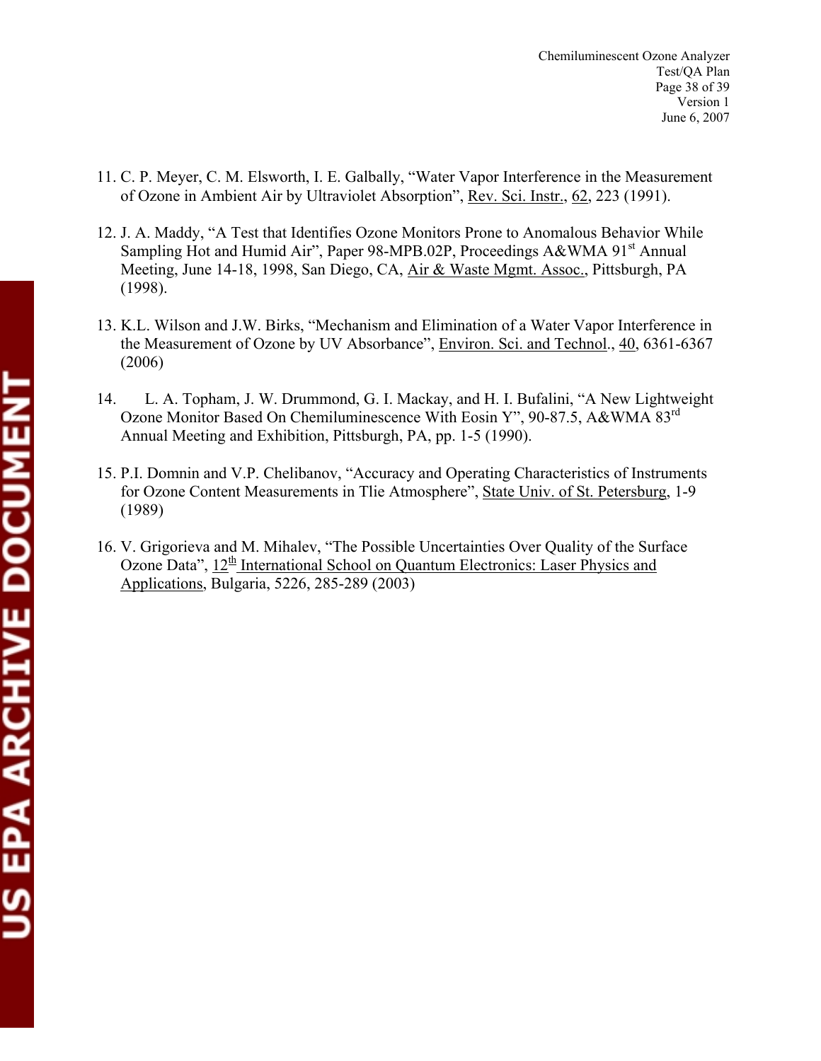11. C. P. Meyer, C. M. Elsworth, I. E. Galbally, "Water Vapor Interference in the Measurement of Ozone in Ambient Air by Ultraviolet Absorption", Rev. Sci. Instr., 62, 223 (1991).

12. J. A. Maddy, "A Test that Identifies Ozone Monitors Prone to Anomalous Behavior While Sampling Hot and Humid Air", Paper 98-MPB.02P, Proceedings A&WMA 91st Annual Meeting, June 14-18, 1998, San Diego, CA, Air & Waste Mgmt. Assoc., Pittsburgh, PA (1998).

13. K.L. Wilson and J.W. Birks, "Mechanism and Elimination of a Water Vapor Interference in the Measurement of Ozone by UV Absorbance", Environ. Sci. and Technol., 40, 6361-6367 (2006)

14. L. A. Topham, J. W. Drummond, G. I. Mackay, and H. I. Bufalini, "A New Lightweight Ozone Monitor Based On Chemiluminescence With Eosin Y", 90-87.5, A&WMA 83rd Annual Meeting and Exhibition, Pittsburgh, PA, pp. 1-5 (1990).

15. P.I. Domnin and V.P. Chelibanov, "Accuracy and Operating Characteristics of Instruments for Ozone Content Measurements in Tlie Atmosphere", State Univ. of St. Petersburg, 1-9 (1989)

16. V. Grigorieva and M. Mihalev, "The Possible Uncertainties Over Quality of the Surface Ozone Data", 12th International School on Quantum Electronics: Laser Physics and Applications, Bulgaria, 5226, 285-289 (2003)